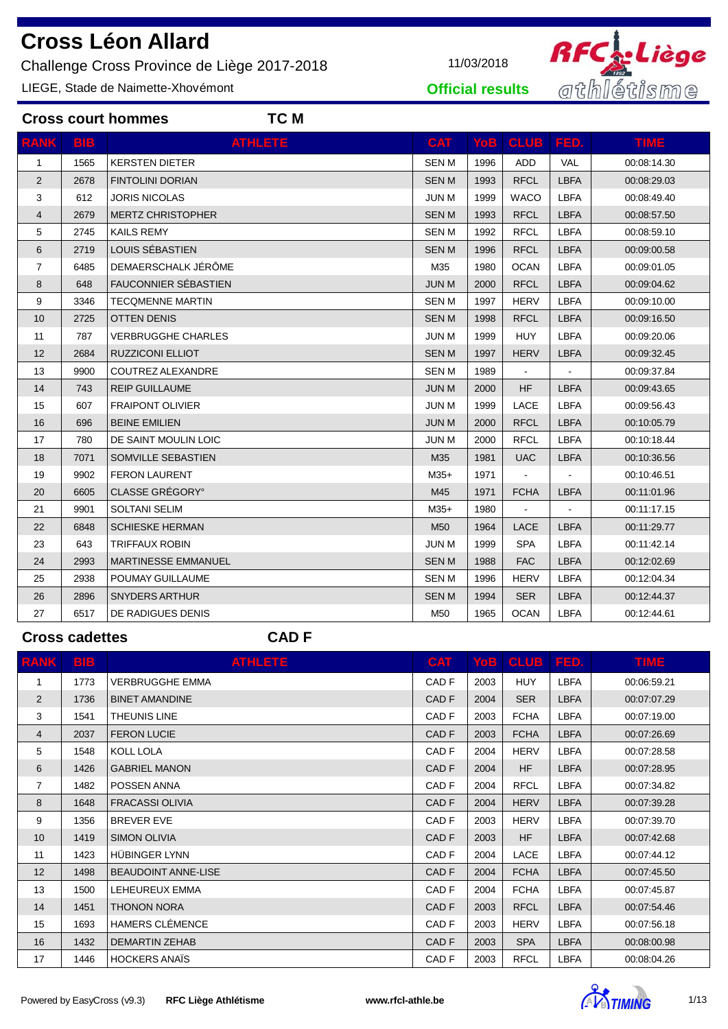# Cross Léon Allard

Challenge Cross Province de Liège 2017-2018

LIEGE, Stade de Naimette-Xhovémont

11/03/2018

**Official results**

## Cross court hommes — TC M

| RANK | BIB | ATHLETE | CAT | YoB | CLUB | FED. | TIME |
|---|---|---|---|---|---|---|---|
| 1 | 1565 | KERSTEN DIETER | SEN M | 1996 | ADD | VAL | 00:08:14.30 |
| 2 | 2678 | FINTOLINI DORIAN | SEN M | 1993 | RFCL | LBFA | 00:08:29.03 |
| 3 | 612 | JORIS NICOLAS | JUN M | 1999 | WACO | LBFA | 00:08:49.40 |
| 4 | 2679 | MERTZ CHRISTOPHER | SEN M | 1993 | RFCL | LBFA | 00:08:57.50 |
| 5 | 2745 | KAILS REMY | SEN M | 1992 | RFCL | LBFA | 00:08:59.10 |
| 6 | 2719 | LOUIS SÉBASTIEN | SEN M | 1996 | RFCL | LBFA | 00:09:00.58 |
| 7 | 6485 | DEMAERSCHALK JÉRÔME | M35 | 1980 | OCAN | LBFA | 00:09:01.05 |
| 8 | 648 | FAUCONNIER SÉBASTIEN | JUN M | 2000 | RFCL | LBFA | 00:09:04.62 |
| 9 | 3346 | TECQMENNE MARTIN | SEN M | 1997 | HERV | LBFA | 00:09:10.00 |
| 10 | 2725 | OTTEN DENIS | SEN M | 1998 | RFCL | LBFA | 00:09:16.50 |
| 11 | 787 | VERBRUGGHE CHARLES | JUN M | 1999 | HUY | LBFA | 00:09:20.06 |
| 12 | 2684 | RUZZICONI ELLIOT | SEN M | 1997 | HERV | LBFA | 00:09:32.45 |
| 13 | 9900 | COUTREZ ALEXANDRE | SEN M | 1989 | - | - | 00:09:37.84 |
| 14 | 743 | REIP GUILLAUME | JUN M | 2000 | HF | LBFA | 00:09:43.65 |
| 15 | 607 | FRAIPONT OLIVIER | JUN M | 1999 | LACE | LBFA | 00:09:56.43 |
| 16 | 696 | BEINE EMILIEN | JUN M | 2000 | RFCL | LBFA | 00:10:05.79 |
| 17 | 780 | DE SAINT MOULIN LOIC | JUN M | 2000 | RFCL | LBFA | 00:10:18.44 |
| 18 | 7071 | SOMVILLE SEBASTIEN | M35 | 1981 | UAC | LBFA | 00:10:36.56 |
| 19 | 9902 | FERON LAURENT | M35+ | 1971 | - | - | 00:10:46.51 |
| 20 | 6605 | CLASSE GRÉGORY° | M45 | 1971 | FCHA | LBFA | 00:11:01.96 |
| 21 | 9901 | SOLTANI SELIM | M35+ | 1980 | - | - | 00:11:17.15 |
| 22 | 6848 | SCHIESKE HERMAN | M50 | 1964 | LACE | LBFA | 00:11:29.77 |
| 23 | 643 | TRIFFAUX ROBIN | JUN M | 1999 | SPA | LBFA | 00:11:42.14 |
| 24 | 2993 | MARTINESSE EMMANUEL | SEN M | 1988 | FAC | LBFA | 00:12:02.69 |
| 25 | 2938 | POUMAY GUILLAUME | SEN M | 1996 | HERV | LBFA | 00:12:04.34 |
| 26 | 2896 | SNYDERS ARTHUR | SEN M | 1994 | SER | LBFA | 00:12:44.37 |
| 27 | 6517 | DE RADIGUES DENIS | M50 | 1965 | OCAN | LBFA | 00:12:44.61 |

## Cross cadettes — CAD F

| RANK | BIB | ATHLETE | CAT | YoB | CLUB | FED. | TIME |
|---|---|---|---|---|---|---|---|
| 1 | 1773 | VERBRUGGHE EMMA | CAD F | 2003 | HUY | LBFA | 00:06:59.21 |
| 2 | 1736 | BINET AMANDINE | CAD F | 2004 | SER | LBFA | 00:07:07.29 |
| 3 | 1541 | THEUNIS LINE | CAD F | 2003 | FCHA | LBFA | 00:07:19.00 |
| 4 | 2037 | FERON LUCIE | CAD F | 2003 | FCHA | LBFA | 00:07:26.69 |
| 5 | 1548 | KOLL LOLA | CAD F | 2004 | HERV | LBFA | 00:07:28.58 |
| 6 | 1426 | GABRIEL MANON | CAD F | 2004 | HF | LBFA | 00:07:28.95 |
| 7 | 1482 | POSSEN ANNA | CAD F | 2004 | RFCL | LBFA | 00:07:34.82 |
| 8 | 1648 | FRACASSI OLIVIA | CAD F | 2004 | HERV | LBFA | 00:07:39.28 |
| 9 | 1356 | BREVER EVE | CAD F | 2003 | HERV | LBFA | 00:07:39.70 |
| 10 | 1419 | SIMON OLIVIA | CAD F | 2003 | HF | LBFA | 00:07:42.68 |
| 11 | 1423 | HÜBINGER LYNN | CAD F | 2004 | LACE | LBFA | 00:07:44.12 |
| 12 | 1498 | BEAUDOINT ANNE-LISE | CAD F | 2004 | FCHA | LBFA | 00:07:45.50 |
| 13 | 1500 | LEHEUREUX EMMA | CAD F | 2004 | FCHA | LBFA | 00:07:45.87 |
| 14 | 1451 | THONON NORA | CAD F | 2003 | RFCL | LBFA | 00:07:54.46 |
| 15 | 1693 | HAMERS CLÉMENCE | CAD F | 2003 | HERV | LBFA | 00:07:56.18 |
| 16 | 1432 | DEMARTIN ZEHAB | CAD F | 2003 | SPA | LBFA | 00:08:00.98 |
| 17 | 1446 | HOCKERS ANAÏS | CAD F | 2003 | RFCL | LBFA | 00:08:04.26 |

Powered by EasyCross (v9.3) — **RFC Liège Athlétisme** — **www.rfcl-athle.be**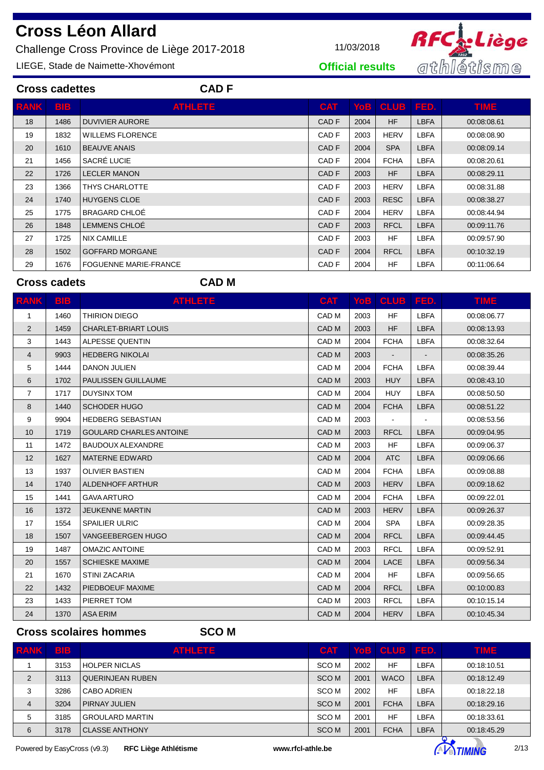# Cross Léon Allard

Challenge Cross Province de Liège 2017-2018

LIEGE, Stade de Naimette-Xhovémont

11/03/2018

**Official results**

## Cross cadettes — CAD F

| RANK | BIB | ATHLETE | CAT | YoB | CLUB | FED. | TIME |
|---|---|---|---|---|---|---|---|
| 18 | 1486 | DUVIVIER AURORE | CAD F | 2004 | HF | LBFA | 00:08:08.61 |
| 19 | 1832 | WILLEMS FLORENCE | CAD F | 2003 | HERV | LBFA | 00:08:08.90 |
| 20 | 1610 | BEAUVE ANAIS | CAD F | 2004 | SPA | LBFA | 00:08:09.14 |
| 21 | 1456 | SACRÉ LUCIE | CAD F | 2004 | FCHA | LBFA | 00:08:20.61 |
| 22 | 1726 | LECLER MANON | CAD F | 2003 | HF | LBFA | 00:08:29.11 |
| 23 | 1366 | THYS CHARLOTTE | CAD F | 2003 | HERV | LBFA | 00:08:31.88 |
| 24 | 1740 | HUYGENS CLOE | CAD F | 2003 | RESC | LBFA | 00:08:38.27 |
| 25 | 1775 | BRAGARD CHLOÉ | CAD F | 2004 | HERV | LBFA | 00:08:44.94 |
| 26 | 1848 | LEMMENS CHLOÉ | CAD F | 2003 | RFCL | LBFA | 00:09:11.76 |
| 27 | 1725 | NIX CAMILLE | CAD F | 2003 | HF | LBFA | 00:09:57.90 |
| 28 | 1502 | GOFFARD MORGANE | CAD F | 2004 | RFCL | LBFA | 00:10:32.19 |
| 29 | 1676 | FOGUENNE MARIE-FRANCE | CAD F | 2004 | HF | LBFA | 00:11:06.64 |

## Cross cadets — CAD M

| RANK | BIB | ATHLETE | CAT | YoB | CLUB | FED. | TIME |
|---|---|---|---|---|---|---|---|
| 1 | 1460 | THIRION DIEGO | CAD M | 2003 | HF | LBFA | 00:08:06.77 |
| 2 | 1459 | CHARLET-BRIART LOUIS | CAD M | 2003 | HF | LBFA | 00:08:13.93 |
| 3 | 1443 | ALPESSE QUENTIN | CAD M | 2004 | FCHA | LBFA | 00:08:32.64 |
| 4 | 9903 | HEDBERG NIKOLAI | CAD M | 2003 | - | - | 00:08:35.26 |
| 5 | 1444 | DANON JULIEN | CAD M | 2004 | FCHA | LBFA | 00:08:39.44 |
| 6 | 1702 | PAULISSEN GUILLAUME | CAD M | 2003 | HUY | LBFA | 00:08:43.10 |
| 7 | 1717 | DUYSINX TOM | CAD M | 2004 | HUY | LBFA | 00:08:50.50 |
| 8 | 1440 | SCHODER HUGO | CAD M | 2004 | FCHA | LBFA | 00:08:51.22 |
| 9 | 9904 | HEDBERG SEBASTIAN | CAD M | 2003 | - | - | 00:08:53.56 |
| 10 | 1719 | GOULARD CHARLES ANTOINE | CAD M | 2003 | RFCL | LBFA | 00:09:04.95 |
| 11 | 1472 | BAUDOUX ALEXANDRE | CAD M | 2003 | HF | LBFA | 00:09:06.37 |
| 12 | 1627 | MATERNE EDWARD | CAD M | 2004 | ATC | LBFA | 00:09:06.66 |
| 13 | 1937 | OLIVIER BASTIEN | CAD M | 2004 | FCHA | LBFA | 00:09:08.88 |
| 14 | 1740 | ALDENHOFF ARTHUR | CAD M | 2003 | HERV | LBFA | 00:09:18.62 |
| 15 | 1441 | GAVA ARTURO | CAD M | 2004 | FCHA | LBFA | 00:09:22.01 |
| 16 | 1372 | JEUKENNE MARTIN | CAD M | 2003 | HERV | LBFA | 00:09:26.37 |
| 17 | 1554 | SPAILIER ULRIC | CAD M | 2004 | SPA | LBFA | 00:09:28.35 |
| 18 | 1507 | VANGEEBERGEN HUGO | CAD M | 2004 | RFCL | LBFA | 00:09:44.45 |
| 19 | 1487 | OMAZIC ANTOINE | CAD M | 2003 | RFCL | LBFA | 00:09:52.91 |
| 20 | 1557 | SCHIESKE MAXIME | CAD M | 2004 | LACE | LBFA | 00:09:56.34 |
| 21 | 1670 | STINI ZACARIA | CAD M | 2004 | HF | LBFA | 00:09:56.65 |
| 22 | 1432 | PIEDBOEUF MAXIME | CAD M | 2004 | RFCL | LBFA | 00:10:00.83 |
| 23 | 1433 | PIERRET TOM | CAD M | 2003 | RFCL | LBFA | 00:10:15.14 |
| 24 | 1370 | ASA ERIM | CAD M | 2004 | HERV | LBFA | 00:10:45.34 |

## Cross scolaires hommes — SCO M

| RANK | BIB | ATHLETE | CAT | YoB | CLUB | FED. | TIME |
|---|---|---|---|---|---|---|---|
| 1 | 3153 | HOLPER NICLAS | SCO M | 2002 | HF | LBFA | 00:18:10.51 |
| 2 | 3113 | QUERINJEAN RUBEN | SCO M | 2001 | WACO | LBFA | 00:18:12.49 |
| 3 | 3286 | CABO ADRIEN | SCO M | 2002 | HF | LBFA | 00:18:22.18 |
| 4 | 3204 | PIRNAY JULIEN | SCO M | 2001 | FCHA | LBFA | 00:18:29.16 |
| 5 | 3185 | GROULARD MARTIN | SCO M | 2001 | HF | LBFA | 00:18:33.61 |
| 6 | 3178 | CLASSE ANTHONY | SCO M | 2001 | FCHA | LBFA | 00:18:45.29 |

Powered by EasyCross (v9.3) **RFC Liège Athlétisme** **www.rfcl-athle.be**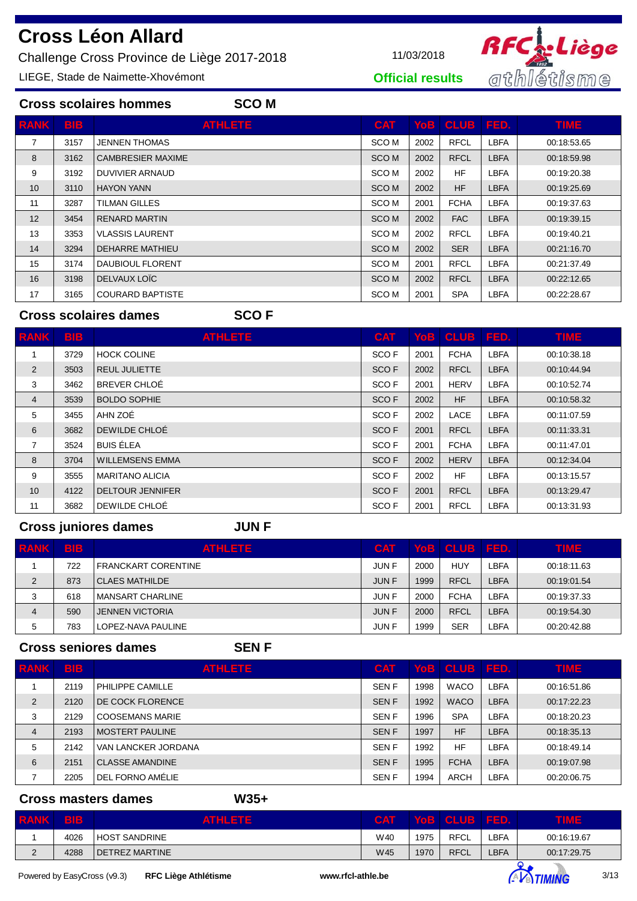# Cross Léon Allard

Challenge Cross Province de Liège 2017-2018

LIEGE, Stade de Naimette-Xhovémont

11/03/2018

**Official results**

## Cross scolaires hommes — SCO M

| RANK | BIB | ATHLETE | CAT | YoB | CLUB | FED. | TIME |
|---|---|---|---|---|---|---|---|
| 7 | 3157 | JENNEN THOMAS | SCO M | 2002 | RFCL | LBFA | 00:18:53.65 |
| 8 | 3162 | CAMBRESIER MAXIME | SCO M | 2002 | RFCL | LBFA | 00:18:59.98 |
| 9 | 3192 | DUVIVIER ARNAUD | SCO M | 2002 | HF | LBFA | 00:19:20.38 |
| 10 | 3110 | HAYON YANN | SCO M | 2002 | HF | LBFA | 00:19:25.69 |
| 11 | 3287 | TILMAN GILLES | SCO M | 2001 | FCHA | LBFA | 00:19:37.63 |
| 12 | 3454 | RENARD MARTIN | SCO M | 2002 | FAC | LBFA | 00:19:39.15 |
| 13 | 3353 | VLASSIS LAURENT | SCO M | 2002 | RFCL | LBFA | 00:19:40.21 |
| 14 | 3294 | DEHARRE MATHIEU | SCO M | 2002 | SER | LBFA | 00:21:16.70 |
| 15 | 3174 | DAUBIOUL FLORENT | SCO M | 2001 | RFCL | LBFA | 00:21:37.49 |
| 16 | 3198 | DELVAUX LOÏC | SCO M | 2002 | RFCL | LBFA | 00:22:12.65 |
| 17 | 3165 | COURARD BAPTISTE | SCO M | 2001 | SPA | LBFA | 00:22:28.67 |

## Cross scolaires dames — SCO F

| RANK | BIB | ATHLETE | CAT | YoB | CLUB | FED. | TIME |
|---|---|---|---|---|---|---|---|
| 1 | 3729 | HOCK COLINE | SCO F | 2001 | FCHA | LBFA | 00:10:38.18 |
| 2 | 3503 | REUL JULIETTE | SCO F | 2002 | RFCL | LBFA | 00:10:44.94 |
| 3 | 3462 | BREVER CHLOÉ | SCO F | 2001 | HERV | LBFA | 00:10:52.74 |
| 4 | 3539 | BOLDO SOPHIE | SCO F | 2002 | HF | LBFA | 00:10:58.32 |
| 5 | 3455 | AHN ZOÉ | SCO F | 2002 | LACE | LBFA | 00:11:07.59 |
| 6 | 3682 | DEWILDE CHLOÉ | SCO F | 2001 | RFCL | LBFA | 00:11:33.31 |
| 7 | 3524 | BUIS ÉLEA | SCO F | 2001 | FCHA | LBFA | 00:11:47.01 |
| 8 | 3704 | WILLEMSENS EMMA | SCO F | 2002 | HERV | LBFA | 00:12:34.04 |
| 9 | 3555 | MARITANO ALICIA | SCO F | 2002 | HF | LBFA | 00:13:15.57 |
| 10 | 4122 | DELTOUR JENNIFER | SCO F | 2001 | RFCL | LBFA | 00:13:29.47 |
| 11 | 3682 | DEWILDE CHLOÉ | SCO F | 2001 | RFCL | LBFA | 00:13:31.93 |

## Cross juniores dames — JUN F

| RANK | BIB | ATHLETE | CAT | YoB | CLUB | FED. | TIME |
|---|---|---|---|---|---|---|---|
| 1 | 722 | FRANCKART CORENTINE | JUN F | 2000 | HUY | LBFA | 00:18:11.63 |
| 2 | 873 | CLAES MATHILDE | JUN F | 1999 | RFCL | LBFA | 00:19:01.54 |
| 3 | 618 | MANSART CHARLINE | JUN F | 2000 | FCHA | LBFA | 00:19:37.33 |
| 4 | 590 | JENNEN VICTORIA | JUN F | 2000 | RFCL | LBFA | 00:19:54.30 |
| 5 | 783 | LOPEZ-NAVA PAULINE | JUN F | 1999 | SER | LBFA | 00:20:42.88 |

## Cross seniores dames — SEN F

| RANK | BIB | ATHLETE | CAT | YoB | CLUB | FED. | TIME |
|---|---|---|---|---|---|---|---|
| 1 | 2119 | PHILIPPE CAMILLE | SEN F | 1998 | WACO | LBFA | 00:16:51.86 |
| 2 | 2120 | DE COCK FLORENCE | SEN F | 1992 | WACO | LBFA | 00:17:22.23 |
| 3 | 2129 | COOSEMANS MARIE | SEN F | 1996 | SPA | LBFA | 00:18:20.23 |
| 4 | 2193 | MOSTERT PAULINE | SEN F | 1997 | HF | LBFA | 00:18:35.13 |
| 5 | 2142 | VAN LANCKER JORDANA | SEN F | 1992 | HF | LBFA | 00:18:49.14 |
| 6 | 2151 | CLASSE AMANDINE | SEN F | 1995 | FCHA | LBFA | 00:19:07.98 |
| 7 | 2205 | DEL FORNO AMÉLIE | SEN F | 1994 | ARCH | LBFA | 00:20:06.75 |

## Cross masters dames — W35+

| RANK | BIB | ATHLETE | CAT | YoB | CLUB | FED. | TIME |
|---|---|---|---|---|---|---|---|
| 1 | 4026 | HOST SANDRINE | W40 | 1975 | RFCL | LBFA | 00:16:19.67 |
| 2 | 4288 | DETREZ MARTINE | W45 | 1970 | RFCL | LBFA | 00:17:29.75 |

Powered by EasyCross (v9.3) **RFC Liège Athlétisme** **www.rfcl-athle.be**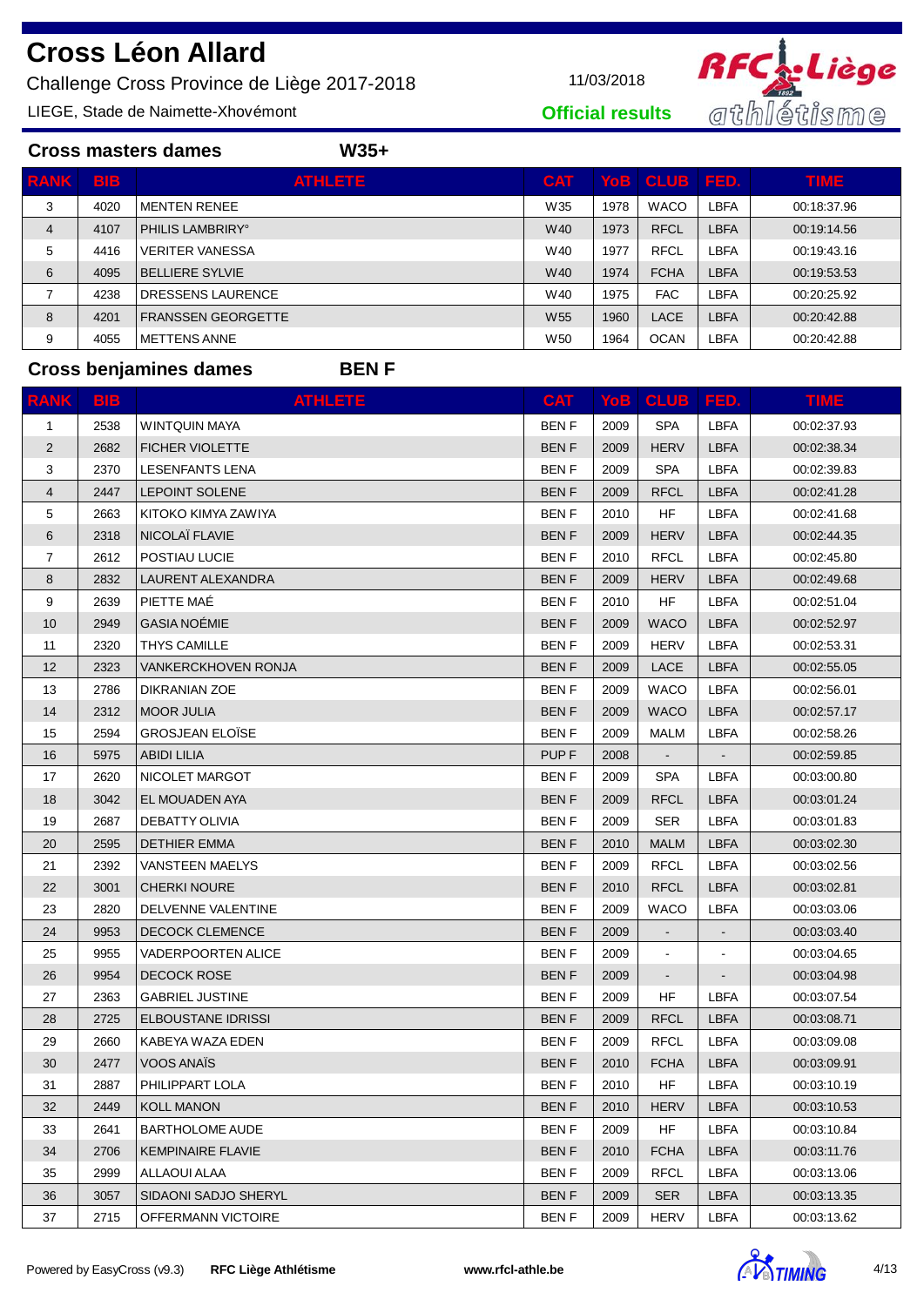# Cross Léon Allard

Challenge Cross Province de Liège 2017-2018

LIEGE, Stade de Naimette-Xhovémont

11/03/2018

**Official results**

## Cross masters dames W35+

| RANK | BIB | ATHLETE | CAT | YoB | CLUB | FED. | TIME |
|---|---|---|---|---|---|---|---|
| 3 | 4020 | MENTEN RENEE | W35 | 1978 | WACO | LBFA | 00:18:37.96 |
| 4 | 4107 | PHILIS LAMBRIRY° | W40 | 1973 | RFCL | LBFA | 00:19:14.56 |
| 5 | 4416 | VERITER VANESSA | W40 | 1977 | RFCL | LBFA | 00:19:43.16 |
| 6 | 4095 | BELLIERE SYLVIE | W40 | 1974 | FCHA | LBFA | 00:19:53.53 |
| 7 | 4238 | DRESSENS LAURENCE | W40 | 1975 | FAC | LBFA | 00:20:25.92 |
| 8 | 4201 | FRANSSEN GEORGETTE | W55 | 1960 | LACE | LBFA | 00:20:42.88 |
| 9 | 4055 | METTENS ANNE | W50 | 1964 | OCAN | LBFA | 00:20:42.88 |

## Cross benjamines dames BEN F

| RANK | BIB | ATHLETE | CAT | YoB | CLUB | FED. | TIME |
|---|---|---|---|---|---|---|---|
| 1 | 2538 | WINTQUIN MAYA | BEN F | 2009 | SPA | LBFA | 00:02:37.93 |
| 2 | 2682 | FICHER VIOLETTE | BEN F | 2009 | HERV | LBFA | 00:02:38.34 |
| 3 | 2370 | LESENFANTS LENA | BEN F | 2009 | SPA | LBFA | 00:02:39.83 |
| 4 | 2447 | LEPOINT SOLENE | BEN F | 2009 | RFCL | LBFA | 00:02:41.28 |
| 5 | 2663 | KITOKO KIMYA ZAWIYA | BEN F | 2010 | HF | LBFA | 00:02:41.68 |
| 6 | 2318 | NICOLAÏ FLAVIE | BEN F | 2009 | HERV | LBFA | 00:02:44.35 |
| 7 | 2612 | POSTIAU LUCIE | BEN F | 2010 | RFCL | LBFA | 00:02:45.80 |
| 8 | 2832 | LAURENT ALEXANDRA | BEN F | 2009 | HERV | LBFA | 00:02:49.68 |
| 9 | 2639 | PIETTE MAÉ | BEN F | 2010 | HF | LBFA | 00:02:51.04 |
| 10 | 2949 | GASIA NOÉMIE | BEN F | 2009 | WACO | LBFA | 00:02:52.97 |
| 11 | 2320 | THYS CAMILLE | BEN F | 2009 | HERV | LBFA | 00:02:53.31 |
| 12 | 2323 | VANKERCKHOVEN RONJA | BEN F | 2009 | LACE | LBFA | 00:02:55.05 |
| 13 | 2786 | DIKRANIAN ZOE | BEN F | 2009 | WACO | LBFA | 00:02:56.01 |
| 14 | 2312 | MOOR JULIA | BEN F | 2009 | WACO | LBFA | 00:02:57.17 |
| 15 | 2594 | GROSJEAN ELOÏSE | BEN F | 2009 | MALM | LBFA | 00:02:58.26 |
| 16 | 5975 | ABIDI LILIA | PUP F | 2008 | - | - | 00:02:59.85 |
| 17 | 2620 | NICOLET MARGOT | BEN F | 2009 | SPA | LBFA | 00:03:00.80 |
| 18 | 3042 | EL MOUADEN AYA | BEN F | 2009 | RFCL | LBFA | 00:03:01.24 |
| 19 | 2687 | DEBATTY OLIVIA | BEN F | 2009 | SER | LBFA | 00:03:01.83 |
| 20 | 2595 | DETHIER EMMA | BEN F | 2010 | MALM | LBFA | 00:03:02.30 |
| 21 | 2392 | VANSTEEN MAELYS | BEN F | 2009 | RFCL | LBFA | 00:03:02.56 |
| 22 | 3001 | CHERKI NOURE | BEN F | 2010 | RFCL | LBFA | 00:03:02.81 |
| 23 | 2820 | DELVENNE VALENTINE | BEN F | 2009 | WACO | LBFA | 00:03:03.06 |
| 24 | 9953 | DECOCK CLEMENCE | BEN F | 2009 | - | - | 00:03:03.40 |
| 25 | 9955 | VADERPOORTEN ALICE | BEN F | 2009 | - | - | 00:03:04.65 |
| 26 | 9954 | DECOCK ROSE | BEN F | 2009 | - | - | 00:03:04.98 |
| 27 | 2363 | GABRIEL JUSTINE | BEN F | 2009 | HF | LBFA | 00:03:07.54 |
| 28 | 2725 | ELBOUSTANE IDRISSI | BEN F | 2009 | RFCL | LBFA | 00:03:08.71 |
| 29 | 2660 | KABEYA WAZA EDEN | BEN F | 2009 | RFCL | LBFA | 00:03:09.08 |
| 30 | 2477 | VOOS ANAÏS | BEN F | 2010 | FCHA | LBFA | 00:03:09.91 |
| 31 | 2887 | PHILIPPART LOLA | BEN F | 2010 | HF | LBFA | 00:03:10.19 |
| 32 | 2449 | KOLL MANON | BEN F | 2010 | HERV | LBFA | 00:03:10.53 |
| 33 | 2641 | BARTHOLOME AUDE | BEN F | 2009 | HF | LBFA | 00:03:10.84 |
| 34 | 2706 | KEMPINAIRE FLAVIE | BEN F | 2010 | FCHA | LBFA | 00:03:11.76 |
| 35 | 2999 | ALLAOUI ALAA | BEN F | 2009 | RFCL | LBFA | 00:03:13.06 |
| 36 | 3057 | SIDAONI SADJO SHERYL | BEN F | 2009 | SER | LBFA | 00:03:13.35 |
| 37 | 2715 | OFFERMANN VICTOIRE | BEN F | 2009 | HERV | LBFA | 00:03:13.62 |

Powered by EasyCross (v9.3) **RFC Liège Athlétisme** **www.rfcl-athle.be**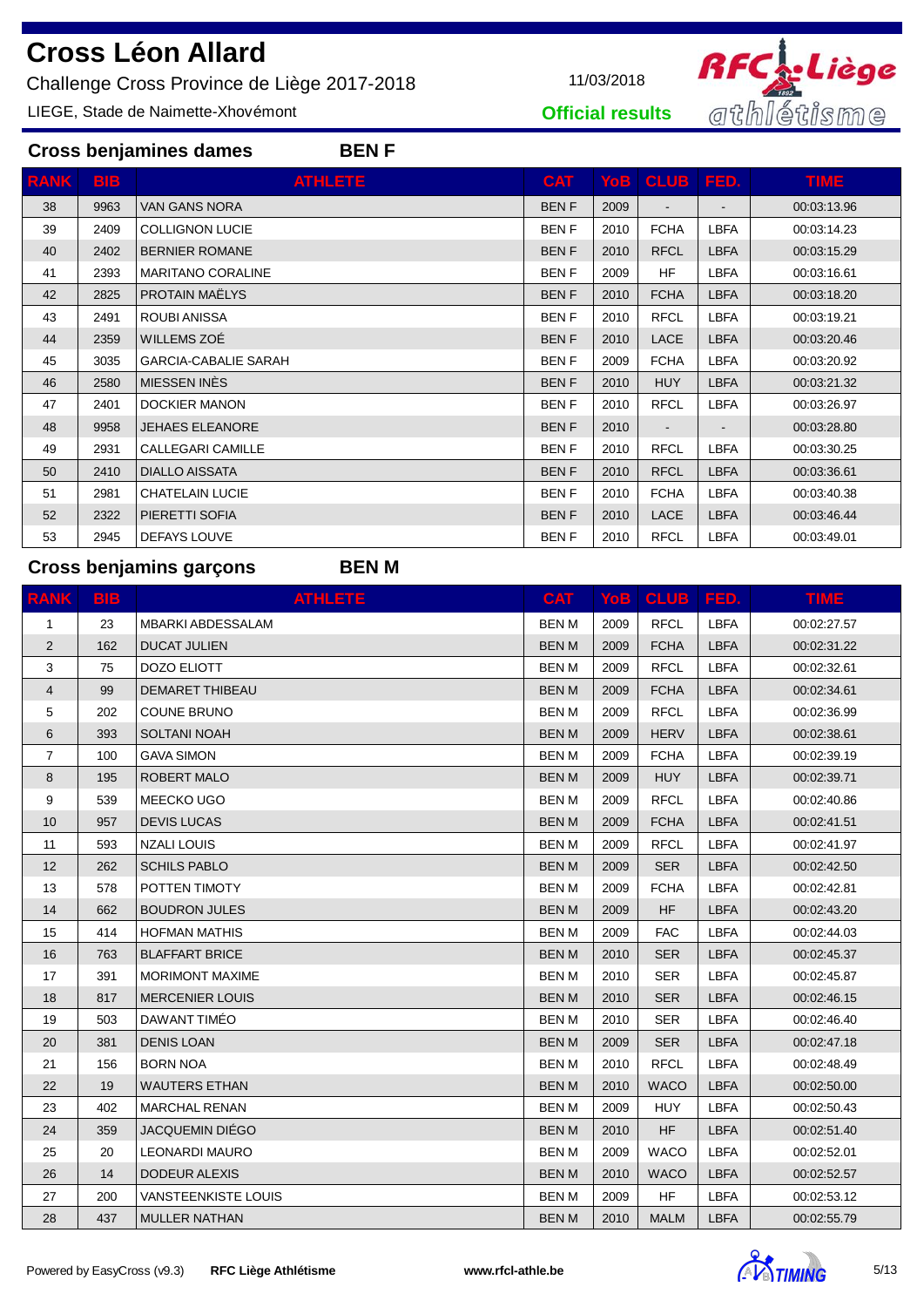# Cross Léon Allard

Challenge Cross Province de Liège 2017-2018

LIEGE, Stade de Naimette-Xhovémont

11/03/2018

**Official results**

## Cross benjamines dames — BEN F

| RANK | BIB | ATHLETE | CAT | YoB | CLUB | FED. | TIME |
|---|---|---|---|---|---|---|---|
| 38 | 9963 | VAN GANS NORA | BEN F | 2009 | - | - | 00:03:13.96 |
| 39 | 2409 | COLLIGNON LUCIE | BEN F | 2010 | FCHA | LBFA | 00:03:14.23 |
| 40 | 2402 | BERNIER ROMANE | BEN F | 2010 | RFCL | LBFA | 00:03:15.29 |
| 41 | 2393 | MARITANO CORALINE | BEN F | 2009 | HF | LBFA | 00:03:16.61 |
| 42 | 2825 | PROTAIN MAËLYS | BEN F | 2010 | FCHA | LBFA | 00:03:18.20 |
| 43 | 2491 | ROUBI ANISSA | BEN F | 2010 | RFCL | LBFA | 00:03:19.21 |
| 44 | 2359 | WILLEMS ZOÉ | BEN F | 2010 | LACE | LBFA | 00:03:20.46 |
| 45 | 3035 | GARCIA-CABALIE SARAH | BEN F | 2009 | FCHA | LBFA | 00:03:20.92 |
| 46 | 2580 | MIESSEN INÈS | BEN F | 2010 | HUY | LBFA | 00:03:21.32 |
| 47 | 2401 | DOCKIER MANON | BEN F | 2010 | RFCL | LBFA | 00:03:26.97 |
| 48 | 9958 | JEHAES ELEANORE | BEN F | 2010 | - | - | 00:03:28.80 |
| 49 | 2931 | CALLEGARI CAMILLE | BEN F | 2010 | RFCL | LBFA | 00:03:30.25 |
| 50 | 2410 | DIALLO AISSATA | BEN F | 2010 | RFCL | LBFA | 00:03:36.61 |
| 51 | 2981 | CHATELAIN LUCIE | BEN F | 2010 | FCHA | LBFA | 00:03:40.38 |
| 52 | 2322 | PIERETTI SOFIA | BEN F | 2010 | LACE | LBFA | 00:03:46.44 |
| 53 | 2945 | DEFAYS LOUVE | BEN F | 2010 | RFCL | LBFA | 00:03:49.01 |

## Cross benjamins garçons — BEN M

| RANK | BIB | ATHLETE | CAT | YoB | CLUB | FED. | TIME |
|---|---|---|---|---|---|---|---|
| 1 | 23 | MBARKI ABDESSALAM | BEN M | 2009 | RFCL | LBFA | 00:02:27.57 |
| 2 | 162 | DUCAT JULIEN | BEN M | 2009 | FCHA | LBFA | 00:02:31.22 |
| 3 | 75 | DOZO ELIOTT | BEN M | 2009 | RFCL | LBFA | 00:02:32.61 |
| 4 | 99 | DEMARET THIBEAU | BEN M | 2009 | FCHA | LBFA | 00:02:34.61 |
| 5 | 202 | COUNE BRUNO | BEN M | 2009 | RFCL | LBFA | 00:02:36.99 |
| 6 | 393 | SOLTANI NOAH | BEN M | 2009 | HERV | LBFA | 00:02:38.61 |
| 7 | 100 | GAVA SIMON | BEN M | 2009 | FCHA | LBFA | 00:02:39.19 |
| 8 | 195 | ROBERT MALO | BEN M | 2009 | HUY | LBFA | 00:02:39.71 |
| 9 | 539 | MEECKO UGO | BEN M | 2009 | RFCL | LBFA | 00:02:40.86 |
| 10 | 957 | DEVIS LUCAS | BEN M | 2009 | FCHA | LBFA | 00:02:41.51 |
| 11 | 593 | NZALI LOUIS | BEN M | 2009 | RFCL | LBFA | 00:02:41.97 |
| 12 | 262 | SCHILS PABLO | BEN M | 2009 | SER | LBFA | 00:02:42.50 |
| 13 | 578 | POTTEN TIMOTY | BEN M | 2009 | FCHA | LBFA | 00:02:42.81 |
| 14 | 662 | BOUDRON JULES | BEN M | 2009 | HF | LBFA | 00:02:43.20 |
| 15 | 414 | HOFMAN MATHIS | BEN M | 2009 | FAC | LBFA | 00:02:44.03 |
| 16 | 763 | BLAFFART BRICE | BEN M | 2010 | SER | LBFA | 00:02:45.37 |
| 17 | 391 | MORIMONT MAXIME | BEN M | 2010 | SER | LBFA | 00:02:45.87 |
| 18 | 817 | MERCENIER LOUIS | BEN M | 2010 | SER | LBFA | 00:02:46.15 |
| 19 | 503 | DAWANT TIMÉO | BEN M | 2010 | SER | LBFA | 00:02:46.40 |
| 20 | 381 | DENIS LOAN | BEN M | 2009 | SER | LBFA | 00:02:47.18 |
| 21 | 156 | BORN NOA | BEN M | 2010 | RFCL | LBFA | 00:02:48.49 |
| 22 | 19 | WAUTERS ETHAN | BEN M | 2010 | WACO | LBFA | 00:02:50.00 |
| 23 | 402 | MARCHAL RENAN | BEN M | 2009 | HUY | LBFA | 00:02:50.43 |
| 24 | 359 | JACQUEMIN DIÉGO | BEN M | 2010 | HF | LBFA | 00:02:51.40 |
| 25 | 20 | LEONARDI MAURO | BEN M | 2009 | WACO | LBFA | 00:02:52.01 |
| 26 | 14 | DODEUR ALEXIS | BEN M | 2010 | WACO | LBFA | 00:02:52.57 |
| 27 | 200 | VANSTEENKISTE LOUIS | BEN M | 2009 | HF | LBFA | 00:02:53.12 |
| 28 | 437 | MULLER NATHAN | BEN M | 2010 | MALM | LBFA | 00:02:55.79 |

Powered by EasyCross (v9.3) **RFC Liège Athlétisme** **www.rfcl-athle.be**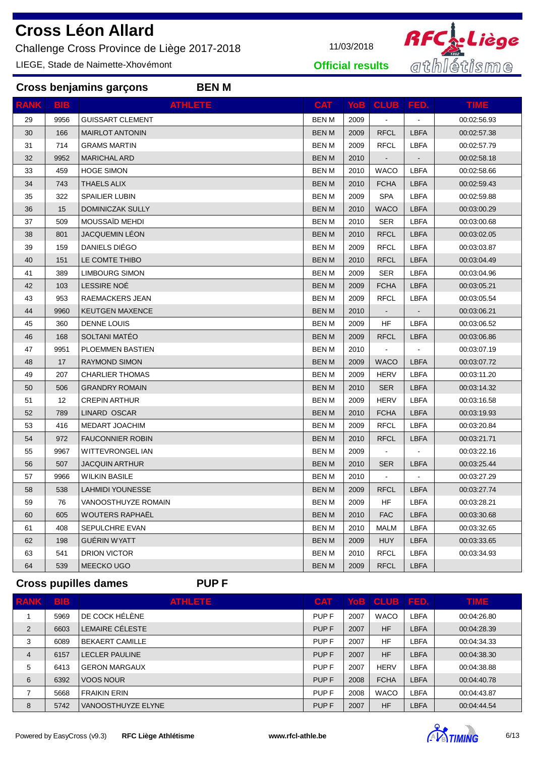# Cross Léon Allard

Challenge Cross Province de Liège 2017-2018

LIEGE, Stade de Naimette-Xhovémont

11/03/2018

**Official results**

## Cross benjamins garçons BEN M

| RANK | BIB | ATHLETE | CAT | YoB | CLUB | FED. | TIME |
|---|---|---|---|---|---|---|---|
| 29 | 9956 | GUISSART CLEMENT | BEN M | 2009 | - | - | 00:02:56.93 |
| 30 | 166 | MAIRLOT ANTONIN | BEN M | 2009 | RFCL | LBFA | 00:02:57.38 |
| 31 | 714 | GRAMS MARTIN | BEN M | 2009 | RFCL | LBFA | 00:02:57.79 |
| 32 | 9952 | MARICHAL ARD | BEN M | 2010 | - | - | 00:02:58.18 |
| 33 | 459 | HOGE SIMON | BEN M | 2010 | WACO | LBFA | 00:02:58.66 |
| 34 | 743 | THAELS ALIX | BEN M | 2010 | FCHA | LBFA | 00:02:59.43 |
| 35 | 322 | SPAILIER LUBIN | BEN M | 2009 | SPA | LBFA | 00:02:59.88 |
| 36 | 15 | DOMINICZAK SULLY | BEN M | 2010 | WACO | LBFA | 00:03:00.29 |
| 37 | 509 | MOUSSAÏD MEHDI | BEN M | 2010 | SER | LBFA | 00:03:00.68 |
| 38 | 801 | JACQUEMIN LÉON | BEN M | 2010 | RFCL | LBFA | 00:03:02.05 |
| 39 | 159 | DANIELS DIÉGO | BEN M | 2009 | RFCL | LBFA | 00:03:03.87 |
| 40 | 151 | LE COMTE THIBO | BEN M | 2010 | RFCL | LBFA | 00:03:04.49 |
| 41 | 389 | LIMBOURG SIMON | BEN M | 2009 | SER | LBFA | 00:03:04.96 |
| 42 | 103 | LESSIRE NOÉ | BEN M | 2009 | FCHA | LBFA | 00:03:05.21 |
| 43 | 953 | RAEMACKERS JEAN | BEN M | 2009 | RFCL | LBFA | 00:03:05.54 |
| 44 | 9960 | KEUTGEN MAXENCE | BEN M | 2010 | - | - | 00:03:06.21 |
| 45 | 360 | DENNE LOUIS | BEN M | 2009 | HF | LBFA | 00:03:06.52 |
| 46 | 168 | SOLTANI MATÉO | BEN M | 2009 | RFCL | LBFA | 00:03:06.86 |
| 47 | 9951 | PLOEMMEN BASTIEN | BEN M | 2010 | - | - | 00:03:07.19 |
| 48 | 17 | RAYMOND SIMON | BEN M | 2009 | WACO | LBFA | 00:03:07.72 |
| 49 | 207 | CHARLIER THOMAS | BEN M | 2009 | HERV | LBFA | 00:03:11.20 |
| 50 | 506 | GRANDRY ROMAIN | BEN M | 2010 | SER | LBFA | 00:03:14.32 |
| 51 | 12 | CREPIN ARTHUR | BEN M | 2009 | HERV | LBFA | 00:03:16.58 |
| 52 | 789 | LINARD OSCAR | BEN M | 2010 | FCHA | LBFA | 00:03:19.93 |
| 53 | 416 | MEDART JOACHIM | BEN M | 2009 | RFCL | LBFA | 00:03:20.84 |
| 54 | 972 | FAUCONNIER ROBIN | BEN M | 2010 | RFCL | LBFA | 00:03:21.71 |
| 55 | 9967 | WITTEVRONGEL IAN | BEN M | 2009 | - | - | 00:03:22.16 |
| 56 | 507 | JACQUIN ARTHUR | BEN M | 2010 | SER | LBFA | 00:03:25.44 |
| 57 | 9966 | WILKIN BASILE | BEN M | 2010 | - | - | 00:03:27.29 |
| 58 | 538 | LAHMIDI YOUNESSE | BEN M | 2009 | RFCL | LBFA | 00:03:27.74 |
| 59 | 76 | VANOOSTHUYZE ROMAIN | BEN M | 2009 | HF | LBFA | 00:03:28.21 |
| 60 | 605 | WOUTERS RAPHAËL | BEN M | 2010 | FAC | LBFA | 00:03:30.68 |
| 61 | 408 | SEPULCHRE EVAN | BEN M | 2010 | MALM | LBFA | 00:03:32.65 |
| 62 | 198 | GUÉRIN WYATT | BEN M | 2009 | HUY | LBFA | 00:03:33.65 |
| 63 | 541 | DRION VICTOR | BEN M | 2010 | RFCL | LBFA | 00:03:34.93 |
| 64 | 539 | MEECKO UGO | BEN M | 2009 | RFCL | LBFA | |

## Cross pupilles dames PUP F

| RANK | BIB | ATHLETE | CAT | YoB | CLUB | FED. | TIME |
|---|---|---|---|---|---|---|---|
| 1 | 5969 | DE COCK HÉLÈNE | PUP F | 2007 | WACO | LBFA | 00:04:26.80 |
| 2 | 6603 | LEMAIRE CÉLESTE | PUP F | 2007 | HF | LBFA | 00:04:28.39 |
| 3 | 6089 | BEKAERT CAMILLE | PUP F | 2007 | HF | LBFA | 00:04:34.33 |
| 4 | 6157 | LECLER PAULINE | PUP F | 2007 | HF | LBFA | 00:04:38.30 |
| 5 | 6413 | GERON MARGAUX | PUP F | 2007 | HERV | LBFA | 00:04:38.88 |
| 6 | 6392 | VOOS NOUR | PUP F | 2008 | FCHA | LBFA | 00:04:40.78 |
| 7 | 5668 | FRAIKIN ERIN | PUP F | 2008 | WACO | LBFA | 00:04:43.87 |
| 8 | 5742 | VANOOSTHUYZE ELYNE | PUP F | 2007 | HF | LBFA | 00:04:44.54 |

Powered by EasyCross (v9.3) **RFC Liège Athlétisme** **www.rfcl-athle.be**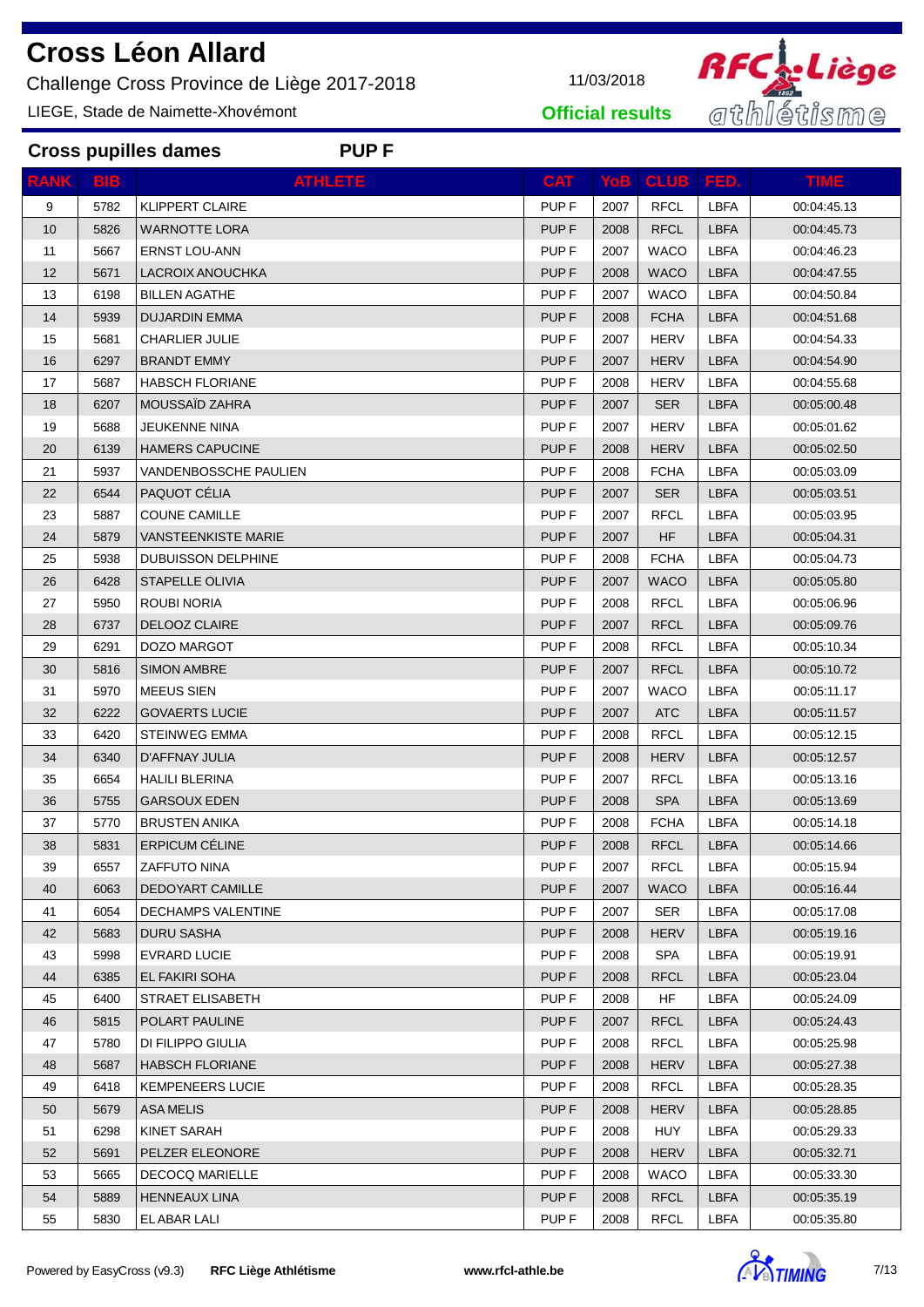# Cross Léon Allard

Challenge Cross Province de Liège 2017-2018

LIEGE, Stade de Naimette-Xhovémont

11/03/2018

**Official results**

## Cross pupilles dames **PUP F**

| RANK | BIB | ATHLETE | CAT | YoB | CLUB | FED. | TIME |
|---|---|---|---|---|---|---|---|
| 9 | 5782 | KLIPPERT CLAIRE | PUP F | 2007 | RFCL | LBFA | 00:04:45.13 |
| 10 | 5826 | WARNOTTE LORA | PUP F | 2008 | RFCL | LBFA | 00:04:45.73 |
| 11 | 5667 | ERNST LOU-ANN | PUP F | 2007 | WACO | LBFA | 00:04:46.23 |
| 12 | 5671 | LACROIX ANOUCHKA | PUP F | 2008 | WACO | LBFA | 00:04:47.55 |
| 13 | 6198 | BILLEN AGATHE | PUP F | 2007 | WACO | LBFA | 00:04:50.84 |
| 14 | 5939 | DUJARDIN EMMA | PUP F | 2008 | FCHA | LBFA | 00:04:51.68 |
| 15 | 5681 | CHARLIER JULIE | PUP F | 2007 | HERV | LBFA | 00:04:54.33 |
| 16 | 6297 | BRANDT EMMY | PUP F | 2007 | HERV | LBFA | 00:04:54.90 |
| 17 | 5687 | HABSCH FLORIANE | PUP F | 2008 | HERV | LBFA | 00:04:55.68 |
| 18 | 6207 | MOUSSAÏD ZAHRA | PUP F | 2007 | SER | LBFA | 00:05:00.48 |
| 19 | 5688 | JEUKENNE NINA | PUP F | 2007 | HERV | LBFA | 00:05:01.62 |
| 20 | 6139 | HAMERS CAPUCINE | PUP F | 2008 | HERV | LBFA | 00:05:02.50 |
| 21 | 5937 | VANDENBOSSCHE PAULIEN | PUP F | 2008 | FCHA | LBFA | 00:05:03.09 |
| 22 | 6544 | PAQUOT CÉLIA | PUP F | 2007 | SER | LBFA | 00:05:03.51 |
| 23 | 5887 | COUNE CAMILLE | PUP F | 2007 | RFCL | LBFA | 00:05:03.95 |
| 24 | 5879 | VANSTEENKISTE MARIE | PUP F | 2007 | HF | LBFA | 00:05:04.31 |
| 25 | 5938 | DUBUISSON DELPHINE | PUP F | 2008 | FCHA | LBFA | 00:05:04.73 |
| 26 | 6428 | STAPELLE OLIVIA | PUP F | 2007 | WACO | LBFA | 00:05:05.80 |
| 27 | 5950 | ROUBI NORIA | PUP F | 2008 | RFCL | LBFA | 00:05:06.96 |
| 28 | 6737 | DELOOZ CLAIRE | PUP F | 2007 | RFCL | LBFA | 00:05:09.76 |
| 29 | 6291 | DOZO MARGOT | PUP F | 2008 | RFCL | LBFA | 00:05:10.34 |
| 30 | 5816 | SIMON AMBRE | PUP F | 2007 | RFCL | LBFA | 00:05:10.72 |
| 31 | 5970 | MEEUS SIEN | PUP F | 2007 | WACO | LBFA | 00:05:11.17 |
| 32 | 6222 | GOVAERTS LUCIE | PUP F | 2007 | ATC | LBFA | 00:05:11.57 |
| 33 | 6420 | STEINWEG EMMA | PUP F | 2008 | RFCL | LBFA | 00:05:12.15 |
| 34 | 6340 | D'AFFNAY JULIA | PUP F | 2008 | HERV | LBFA | 00:05:12.57 |
| 35 | 6654 | HALILI BLERINA | PUP F | 2007 | RFCL | LBFA | 00:05:13.16 |
| 36 | 5755 | GARSOUX EDEN | PUP F | 2008 | SPA | LBFA | 00:05:13.69 |
| 37 | 5770 | BRUSTEN ANIKA | PUP F | 2008 | FCHA | LBFA | 00:05:14.18 |
| 38 | 5831 | ERPICUM CÉLINE | PUP F | 2008 | RFCL | LBFA | 00:05:14.66 |
| 39 | 6557 | ZAFFUTO NINA | PUP F | 2007 | RFCL | LBFA | 00:05:15.94 |
| 40 | 6063 | DEDOYART CAMILLE | PUP F | 2007 | WACO | LBFA | 00:05:16.44 |
| 41 | 6054 | DECHAMPS VALENTINE | PUP F | 2007 | SER | LBFA | 00:05:17.08 |
| 42 | 5683 | DURU SASHA | PUP F | 2008 | HERV | LBFA | 00:05:19.16 |
| 43 | 5998 | EVRARD LUCIE | PUP F | 2008 | SPA | LBFA | 00:05:19.91 |
| 44 | 6385 | EL FAKIRI SOHA | PUP F | 2008 | RFCL | LBFA | 00:05:23.04 |
| 45 | 6400 | STRAET ELISABETH | PUP F | 2008 | HF | LBFA | 00:05:24.09 |
| 46 | 5815 | POLART PAULINE | PUP F | 2007 | RFCL | LBFA | 00:05:24.43 |
| 47 | 5780 | DI FILIPPO GIULIA | PUP F | 2008 | RFCL | LBFA | 00:05:25.98 |
| 48 | 5687 | HABSCH FLORIANE | PUP F | 2008 | HERV | LBFA | 00:05:27.38 |
| 49 | 6418 | KEMPENEERS LUCIE | PUP F | 2008 | RFCL | LBFA | 00:05:28.35 |
| 50 | 5679 | ASA MELIS | PUP F | 2008 | HERV | LBFA | 00:05:28.85 |
| 51 | 6298 | KINET SARAH | PUP F | 2008 | HUY | LBFA | 00:05:29.33 |
| 52 | 5691 | PELZER ELEONORE | PUP F | 2008 | HERV | LBFA | 00:05:32.71 |
| 53 | 5665 | DECOCQ MARIELLE | PUP F | 2008 | WACO | LBFA | 00:05:33.30 |
| 54 | 5889 | HENNEAUX LINA | PUP F | 2008 | RFCL | LBFA | 00:05:35.19 |
| 55 | 5830 | EL ABAR LALI | PUP F | 2008 | RFCL | LBFA | 00:05:35.80 |

Powered by EasyCross (v9.3) **RFC Liège Athlétisme** **www.rfcl-athle.be**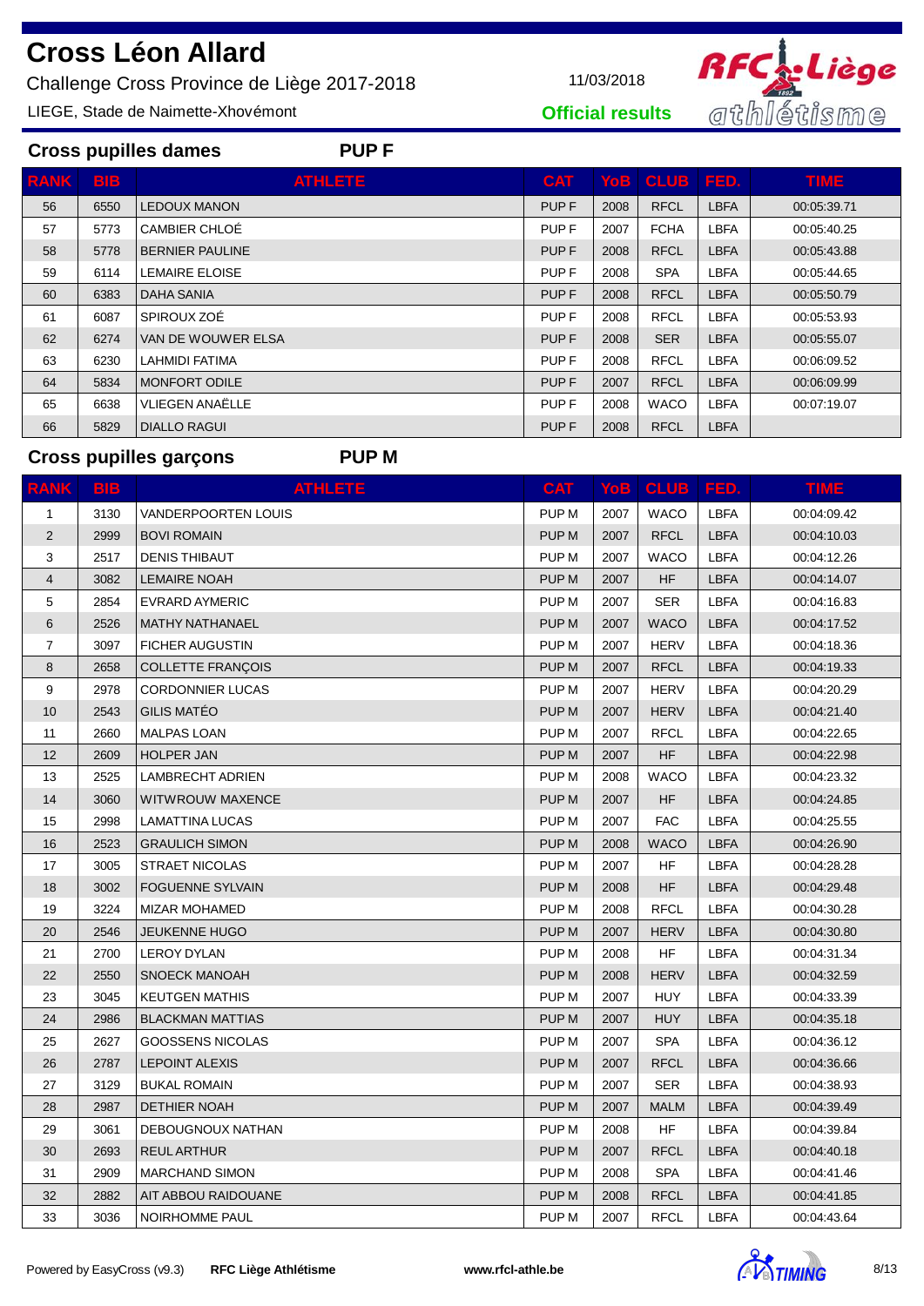# Cross Léon Allard

Challenge Cross Province de Liège 2017-2018

11/03/2018

LIEGE, Stade de Naimette-Xhovémont

**Official results**

## Cross pupilles dames — PUP F

| RANK | BIB | ATHLETE | CAT | YoB | CLUB | FED. | TIME |
|---|---|---|---|---|---|---|---|
| 56 | 6550 | LEDOUX MANON | PUP F | 2008 | RFCL | LBFA | 00:05:39.71 |
| 57 | 5773 | CAMBIER CHLOÉ | PUP F | 2007 | FCHA | LBFA | 00:05:40.25 |
| 58 | 5778 | BERNIER PAULINE | PUP F | 2008 | RFCL | LBFA | 00:05:43.88 |
| 59 | 6114 | LEMAIRE ELOISE | PUP F | 2008 | SPA | LBFA | 00:05:44.65 |
| 60 | 6383 | DAHA SANIA | PUP F | 2008 | RFCL | LBFA | 00:05:50.79 |
| 61 | 6087 | SPIROUX ZOÉ | PUP F | 2008 | RFCL | LBFA | 00:05:53.93 |
| 62 | 6274 | VAN DE WOUWER ELSA | PUP F | 2008 | SER | LBFA | 00:05:55.07 |
| 63 | 6230 | LAHMIDI FATIMA | PUP F | 2008 | RFCL | LBFA | 00:06:09.52 |
| 64 | 5834 | MONFORT ODILE | PUP F | 2007 | RFCL | LBFA | 00:06:09.99 |
| 65 | 6638 | VLIEGEN ANAËLLE | PUP F | 2008 | WACO | LBFA | 00:07:19.07 |
| 66 | 5829 | DIALLO RAGUI | PUP F | 2008 | RFCL | LBFA | |

## Cross pupilles garçons — PUP M

| RANK | BIB | ATHLETE | CAT | YoB | CLUB | FED. | TIME |
|---|---|---|---|---|---|---|---|
| 1 | 3130 | VANDERPOORTEN LOUIS | PUP M | 2007 | WACO | LBFA | 00:04:09.42 |
| 2 | 2999 | BOVI ROMAIN | PUP M | 2007 | RFCL | LBFA | 00:04:10.03 |
| 3 | 2517 | DENIS THIBAUT | PUP M | 2007 | WACO | LBFA | 00:04:12.26 |
| 4 | 3082 | LEMAIRE NOAH | PUP M | 2007 | HF | LBFA | 00:04:14.07 |
| 5 | 2854 | EVRARD AYMERIC | PUP M | 2007 | SER | LBFA | 00:04:16.83 |
| 6 | 2526 | MATHY NATHANAEL | PUP M | 2007 | WACO | LBFA | 00:04:17.52 |
| 7 | 3097 | FICHER AUGUSTIN | PUP M | 2007 | HERV | LBFA | 00:04:18.36 |
| 8 | 2658 | COLLETTE FRANÇOIS | PUP M | 2007 | RFCL | LBFA | 00:04:19.33 |
| 9 | 2978 | CORDONNIER LUCAS | PUP M | 2007 | HERV | LBFA | 00:04:20.29 |
| 10 | 2543 | GILIS MATÉO | PUP M | 2007 | HERV | LBFA | 00:04:21.40 |
| 11 | 2660 | MALPAS LOAN | PUP M | 2007 | RFCL | LBFA | 00:04:22.65 |
| 12 | 2609 | HOLPER JAN | PUP M | 2007 | HF | LBFA | 00:04:22.98 |
| 13 | 2525 | LAMBRECHT ADRIEN | PUP M | 2008 | WACO | LBFA | 00:04:23.32 |
| 14 | 3060 | WITWROUW MAXENCE | PUP M | 2007 | HF | LBFA | 00:04:24.85 |
| 15 | 2998 | LAMATTINA LUCAS | PUP M | 2007 | FAC | LBFA | 00:04:25.55 |
| 16 | 2523 | GRAULICH SIMON | PUP M | 2008 | WACO | LBFA | 00:04:26.90 |
| 17 | 3005 | STRAET NICOLAS | PUP M | 2007 | HF | LBFA | 00:04:28.28 |
| 18 | 3002 | FOGUENNE SYLVAIN | PUP M | 2008 | HF | LBFA | 00:04:29.48 |
| 19 | 3224 | MIZAR MOHAMED | PUP M | 2008 | RFCL | LBFA | 00:04:30.28 |
| 20 | 2546 | JEUKENNE HUGO | PUP M | 2007 | HERV | LBFA | 00:04:30.80 |
| 21 | 2700 | LEROY DYLAN | PUP M | 2008 | HF | LBFA | 00:04:31.34 |
| 22 | 2550 | SNOECK MANOAH | PUP M | 2008 | HERV | LBFA | 00:04:32.59 |
| 23 | 3045 | KEUTGEN MATHIS | PUP M | 2007 | HUY | LBFA | 00:04:33.39 |
| 24 | 2986 | BLACKMAN MATTIAS | PUP M | 2007 | HUY | LBFA | 00:04:35.18 |
| 25 | 2627 | GOOSSENS NICOLAS | PUP M | 2007 | SPA | LBFA | 00:04:36.12 |
| 26 | 2787 | LEPOINT ALEXIS | PUP M | 2007 | RFCL | LBFA | 00:04:36.66 |
| 27 | 3129 | BUKAL ROMAIN | PUP M | 2007 | SER | LBFA | 00:04:38.93 |
| 28 | 2987 | DETHIER NOAH | PUP M | 2007 | MALM | LBFA | 00:04:39.49 |
| 29 | 3061 | DEBOUGNOUX NATHAN | PUP M | 2008 | HF | LBFA | 00:04:39.84 |
| 30 | 2693 | REUL ARTHUR | PUP M | 2007 | RFCL | LBFA | 00:04:40.18 |
| 31 | 2909 | MARCHAND SIMON | PUP M | 2008 | SPA | LBFA | 00:04:41.46 |
| 32 | 2882 | AIT ABBOU RAIDOUANE | PUP M | 2008 | RFCL | LBFA | 00:04:41.85 |
| 33 | 3036 | NOIRHOMME PAUL | PUP M | 2007 | RFCL | LBFA | 00:04:43.64 |

Powered by EasyCross (v9.3) **RFC Liège Athlétisme** **www.rfcl-athle.be**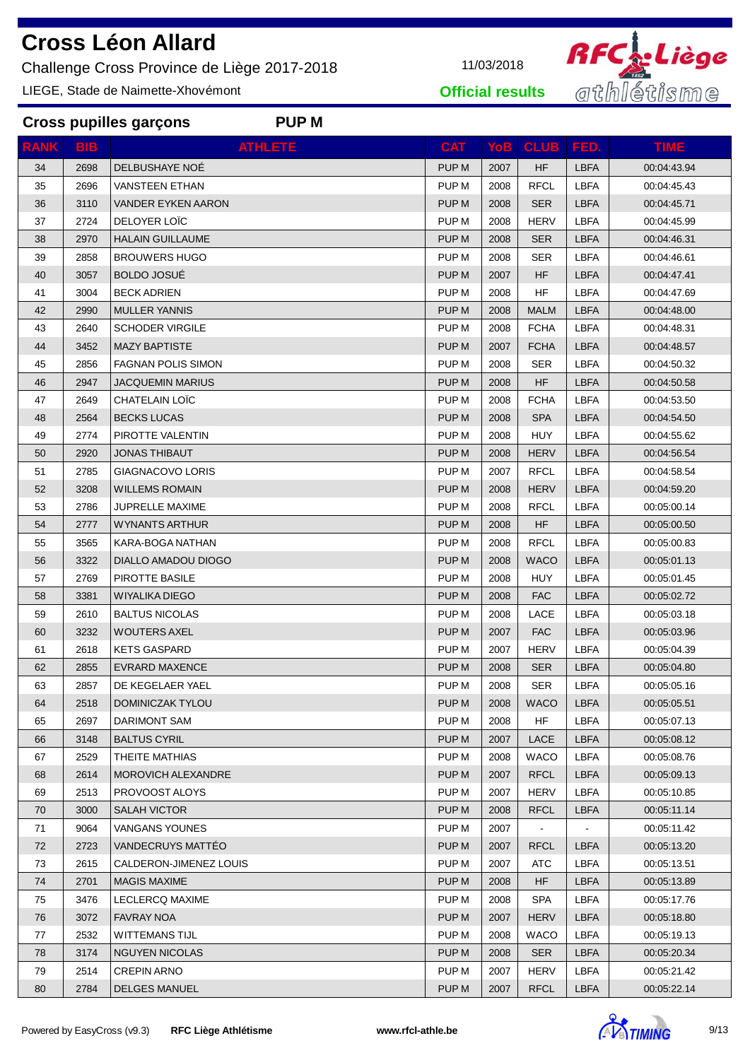# Cross Léon Allard

Challenge Cross Province de Liège 2017-2018

LIEGE, Stade de Naimette-Xhovémont

11/03/2018

**Official results**

## Cross pupilles garçons PUP M

| RANK | BIB | ATHLETE | CAT | YoB | CLUB | FED. | TIME |
|---|---|---|---|---|---|---|---|
| 34 | 2698 | DELBUSHAYE NOÉ | PUP M | 2007 | HF | LBFA | 00:04:43.94 |
| 35 | 2696 | VANSTEEN ETHAN | PUP M | 2008 | RFCL | LBFA | 00:04:45.43 |
| 36 | 3110 | VANDER EYKEN AARON | PUP M | 2008 | SER | LBFA | 00:04:45.71 |
| 37 | 2724 | DELOYER LOÏC | PUP M | 2008 | HERV | LBFA | 00:04:45.99 |
| 38 | 2970 | HALAIN GUILLAUME | PUP M | 2008 | SER | LBFA | 00:04:46.31 |
| 39 | 2858 | BROUWERS HUGO | PUP M | 2008 | SER | LBFA | 00:04:46.61 |
| 40 | 3057 | BOLDO JOSUÉ | PUP M | 2007 | HF | LBFA | 00:04:47.41 |
| 41 | 3004 | BECK ADRIEN | PUP M | 2008 | HF | LBFA | 00:04:47.69 |
| 42 | 2990 | MULLER YANNIS | PUP M | 2008 | MALM | LBFA | 00:04:48.00 |
| 43 | 2640 | SCHODER VIRGILE | PUP M | 2008 | FCHA | LBFA | 00:04:48.31 |
| 44 | 3452 | MAZY BAPTISTE | PUP M | 2007 | FCHA | LBFA | 00:04:48.57 |
| 45 | 2856 | FAGNAN POLIS SIMON | PUP M | 2008 | SER | LBFA | 00:04:50.32 |
| 46 | 2947 | JACQUEMIN MARIUS | PUP M | 2008 | HF | LBFA | 00:04:50.58 |
| 47 | 2649 | CHATELAIN LOÏC | PUP M | 2008 | FCHA | LBFA | 00:04:53.50 |
| 48 | 2564 | BECKS LUCAS | PUP M | 2008 | SPA | LBFA | 00:04:54.50 |
| 49 | 2774 | PIROTTE VALENTIN | PUP M | 2008 | HUY | LBFA | 00:04:55.62 |
| 50 | 2920 | JONAS THIBAUT | PUP M | 2008 | HERV | LBFA | 00:04:56.54 |
| 51 | 2785 | GIAGNACOVO LORIS | PUP M | 2007 | RFCL | LBFA | 00:04:58.54 |
| 52 | 3208 | WILLEMS ROMAIN | PUP M | 2008 | HERV | LBFA | 00:04:59.20 |
| 53 | 2786 | JUPRELLE MAXIME | PUP M | 2008 | RFCL | LBFA | 00:05:00.14 |
| 54 | 2777 | WYNANTS ARTHUR | PUP M | 2008 | HF | LBFA | 00:05:00.50 |
| 55 | 3565 | KARA-BOGA NATHAN | PUP M | 2008 | RFCL | LBFA | 00:05:00.83 |
| 56 | 3322 | DIALLO AMADOU DIOGO | PUP M | 2008 | WACO | LBFA | 00:05:01.13 |
| 57 | 2769 | PIROTTE BASILE | PUP M | 2008 | HUY | LBFA | 00:05:01.45 |
| 58 | 3381 | WIYALIKA DIEGO | PUP M | 2008 | FAC | LBFA | 00:05:02.72 |
| 59 | 2610 | BALTUS NICOLAS | PUP M | 2008 | LACE | LBFA | 00:05:03.18 |
| 60 | 3232 | WOUTERS AXEL | PUP M | 2007 | FAC | LBFA | 00:05:03.96 |
| 61 | 2618 | KETS GASPARD | PUP M | 2007 | HERV | LBFA | 00:05:04.39 |
| 62 | 2855 | EVRARD MAXENCE | PUP M | 2008 | SER | LBFA | 00:05:04.80 |
| 63 | 2857 | DE KEGELAER YAEL | PUP M | 2008 | SER | LBFA | 00:05:05.16 |
| 64 | 2518 | DOMINICZAK TYLOU | PUP M | 2008 | WACO | LBFA | 00:05:05.51 |
| 65 | 2697 | DARIMONT SAM | PUP M | 2008 | HF | LBFA | 00:05:07.13 |
| 66 | 3148 | BALTUS CYRIL | PUP M | 2007 | LACE | LBFA | 00:05:08.12 |
| 67 | 2529 | THEITE MATHIAS | PUP M | 2008 | WACO | LBFA | 00:05:08.76 |
| 68 | 2614 | MOROVICH ALEXANDRE | PUP M | 2007 | RFCL | LBFA | 00:05:09.13 |
| 69 | 2513 | PROVOOST ALOYS | PUP M | 2007 | HERV | LBFA | 00:05:10.85 |
| 70 | 3000 | SALAH VICTOR | PUP M | 2008 | RFCL | LBFA | 00:05:11.14 |
| 71 | 9064 | VANGANS YOUNES | PUP M | 2007 | - | - | 00:05:11.42 |
| 72 | 2723 | VANDECRUYS MATTÉO | PUP M | 2007 | RFCL | LBFA | 00:05:13.20 |
| 73 | 2615 | CALDERON-JIMENEZ LOUIS | PUP M | 2007 | ATC | LBFA | 00:05:13.51 |
| 74 | 2701 | MAGIS MAXIME | PUP M | 2008 | HF | LBFA | 00:05:13.89 |
| 75 | 3476 | LECLERCQ MAXIME | PUP M | 2008 | SPA | LBFA | 00:05:17.76 |
| 76 | 3072 | FAVRAY NOA | PUP M | 2007 | HERV | LBFA | 00:05:18.80 |
| 77 | 2532 | WITTEMANS TIJL | PUP M | 2008 | WACO | LBFA | 00:05:19.13 |
| 78 | 3174 | NGUYEN NICOLAS | PUP M | 2008 | SER | LBFA | 00:05:20.34 |
| 79 | 2514 | CREPIN ARNO | PUP M | 2007 | HERV | LBFA | 00:05:21.42 |
| 80 | 2784 | DELGES MANUEL | PUP M | 2007 | RFCL | LBFA | 00:05:22.14 |

Powered by EasyCross (v9.3) **RFC Liège Athlétisme** **www.rfcl-athle.be**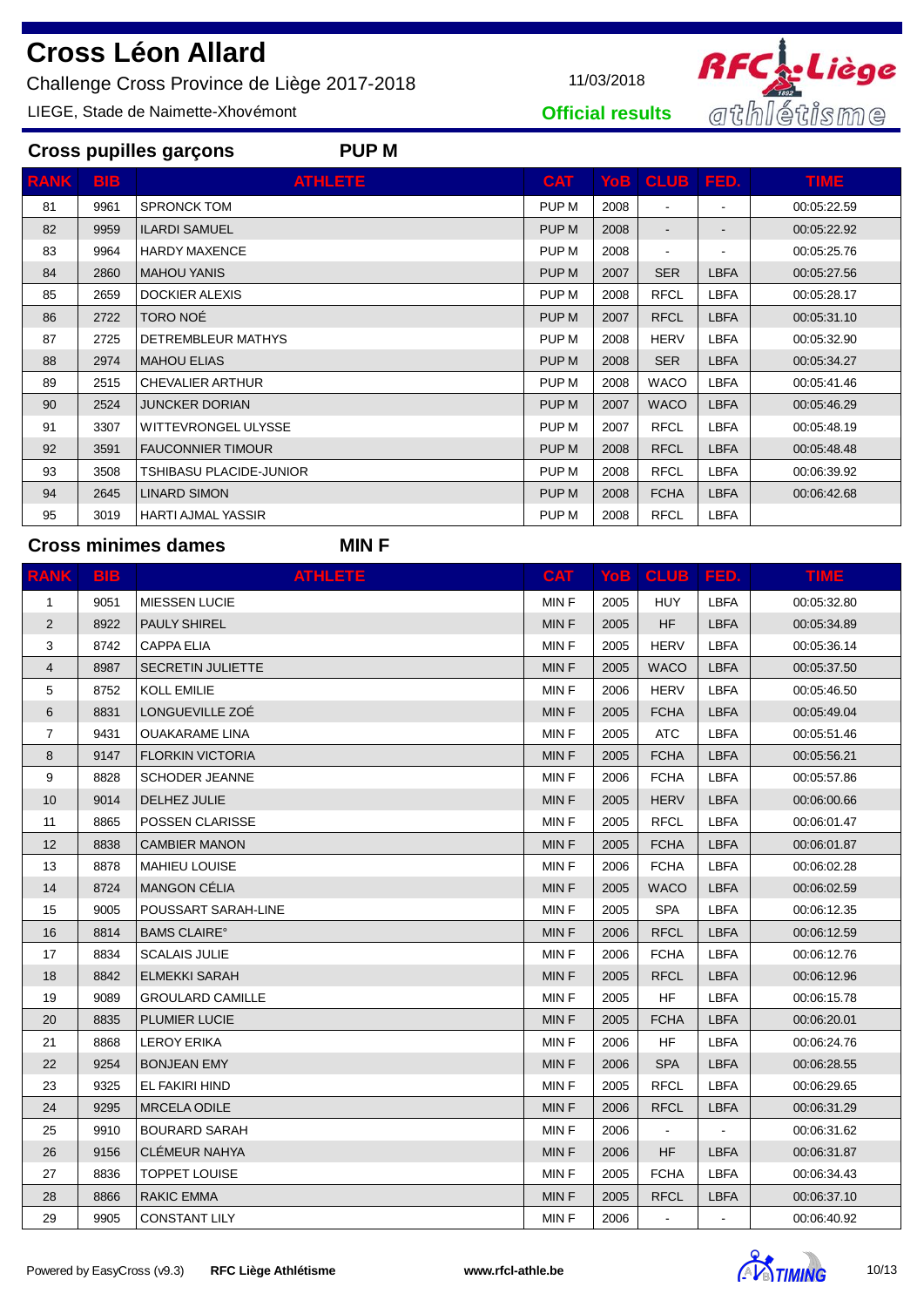# Cross Léon Allard

Challenge Cross Province de Liège 2017-2018

LIEGE, Stade de Naimette-Xhovémont

11/03/2018

**Official results**

## Cross pupilles garçons — PUP M

| RANK | BIB | ATHLETE | CAT | YoB | CLUB | FED. | TIME |
|---|---|---|---|---|---|---|---|
| 81 | 9961 | SPRONCK TOM | PUP M | 2008 | - | - | 00:05:22.59 |
| 82 | 9959 | ILARDI SAMUEL | PUP M | 2008 | - | - | 00:05:22.92 |
| 83 | 9964 | HARDY MAXENCE | PUP M | 2008 | - | - | 00:05:25.76 |
| 84 | 2860 | MAHOU YANIS | PUP M | 2007 | SER | LBFA | 00:05:27.56 |
| 85 | 2659 | DOCKIER ALEXIS | PUP M | 2008 | RFCL | LBFA | 00:05:28.17 |
| 86 | 2722 | TORO NOÉ | PUP M | 2007 | RFCL | LBFA | 00:05:31.10 |
| 87 | 2725 | DETREMBLEUR MATHYS | PUP M | 2008 | HERV | LBFA | 00:05:32.90 |
| 88 | 2974 | MAHOU ELIAS | PUP M | 2008 | SER | LBFA | 00:05:34.27 |
| 89 | 2515 | CHEVALIER ARTHUR | PUP M | 2008 | WACO | LBFA | 00:05:41.46 |
| 90 | 2524 | JUNCKER DORIAN | PUP M | 2007 | WACO | LBFA | 00:05:46.29 |
| 91 | 3307 | WITTEVRONGEL ULYSSE | PUP M | 2007 | RFCL | LBFA | 00:05:48.19 |
| 92 | 3591 | FAUCONNIER TIMOUR | PUP M | 2008 | RFCL | LBFA | 00:05:48.48 |
| 93 | 3508 | TSHIBASU PLACIDE-JUNIOR | PUP M | 2008 | RFCL | LBFA | 00:06:39.92 |
| 94 | 2645 | LINARD SIMON | PUP M | 2008 | FCHA | LBFA | 00:06:42.68 |
| 95 | 3019 | HARTI AJMAL YASSIR | PUP M | 2008 | RFCL | LBFA | |

## Cross minimes dames — MIN F

| RANK | BIB | ATHLETE | CAT | YoB | CLUB | FED. | TIME |
|---|---|---|---|---|---|---|---|
| 1 | 9051 | MIESSEN LUCIE | MIN F | 2005 | HUY | LBFA | 00:05:32.80 |
| 2 | 8922 | PAULY SHIREL | MIN F | 2005 | HF | LBFA | 00:05:34.89 |
| 3 | 8742 | CAPPA ELIA | MIN F | 2005 | HERV | LBFA | 00:05:36.14 |
| 4 | 8987 | SECRETIN JULIETTE | MIN F | 2005 | WACO | LBFA | 00:05:37.50 |
| 5 | 8752 | KOLL EMILIE | MIN F | 2006 | HERV | LBFA | 00:05:46.50 |
| 6 | 8831 | LONGUEVILLE ZOÉ | MIN F | 2005 | FCHA | LBFA | 00:05:49.04 |
| 7 | 9431 | OUAKARAME LINA | MIN F | 2005 | ATC | LBFA | 00:05:51.46 |
| 8 | 9147 | FLORKIN VICTORIA | MIN F | 2005 | FCHA | LBFA | 00:05:56.21 |
| 9 | 8828 | SCHODER JEANNE | MIN F | 2006 | FCHA | LBFA | 00:05:57.86 |
| 10 | 9014 | DELHEZ JULIE | MIN F | 2005 | HERV | LBFA | 00:06:00.66 |
| 11 | 8865 | POSSEN CLARISSE | MIN F | 2005 | RFCL | LBFA | 00:06:01.47 |
| 12 | 8838 | CAMBIER MANON | MIN F | 2005 | FCHA | LBFA | 00:06:01.87 |
| 13 | 8878 | MAHIEU LOUISE | MIN F | 2006 | FCHA | LBFA | 00:06:02.28 |
| 14 | 8724 | MANGON CÉLIA | MIN F | 2005 | WACO | LBFA | 00:06:02.59 |
| 15 | 9005 | POUSSART SARAH-LINE | MIN F | 2005 | SPA | LBFA | 00:06:12.35 |
| 16 | 8814 | BAMS CLAIRE° | MIN F | 2006 | RFCL | LBFA | 00:06:12.59 |
| 17 | 8834 | SCALAIS JULIE | MIN F | 2006 | FCHA | LBFA | 00:06:12.76 |
| 18 | 8842 | ELMEKKI SARAH | MIN F | 2005 | RFCL | LBFA | 00:06:12.96 |
| 19 | 9089 | GROULARD CAMILLE | MIN F | 2005 | HF | LBFA | 00:06:15.78 |
| 20 | 8835 | PLUMIER LUCIE | MIN F | 2005 | FCHA | LBFA | 00:06:20.01 |
| 21 | 8868 | LEROY ERIKA | MIN F | 2006 | HF | LBFA | 00:06:24.76 |
| 22 | 9254 | BONJEAN EMY | MIN F | 2006 | SPA | LBFA | 00:06:28.55 |
| 23 | 9325 | EL FAKIRI HIND | MIN F | 2005 | RFCL | LBFA | 00:06:29.65 |
| 24 | 9295 | MRCELA ODILE | MIN F | 2006 | RFCL | LBFA | 00:06:31.29 |
| 25 | 9910 | BOURARD SARAH | MIN F | 2006 | - | - | 00:06:31.62 |
| 26 | 9156 | CLÉMEUR NAHYA | MIN F | 2006 | HF | LBFA | 00:06:31.87 |
| 27 | 8836 | TOPPET LOUISE | MIN F | 2005 | FCHA | LBFA | 00:06:34.43 |
| 28 | 8866 | RAKIC EMMA | MIN F | 2005 | RFCL | LBFA | 00:06:37.10 |
| 29 | 9905 | CONSTANT LILY | MIN F | 2006 | - | - | 00:06:40.92 |

Powered by EasyCross (v9.3) **RFC Liège Athlétisme** **www.rfcl-athle.be**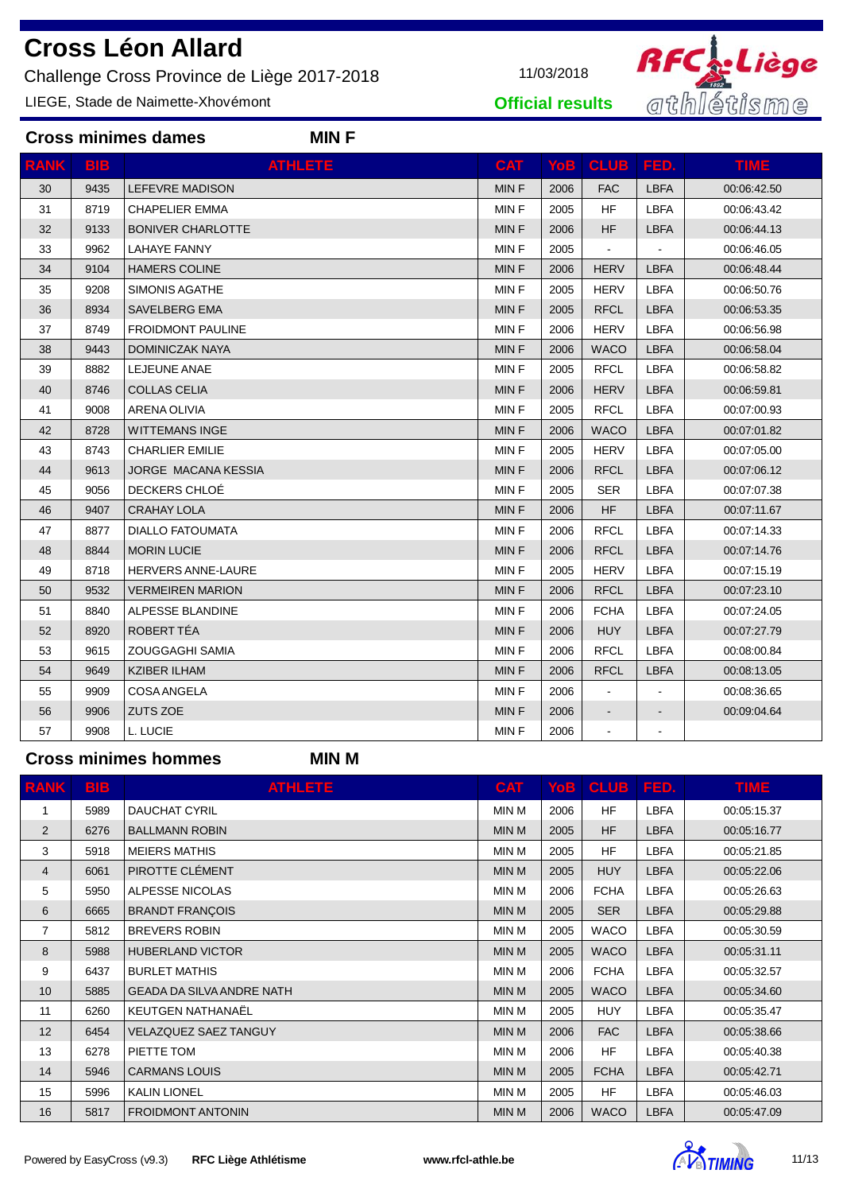# Cross Léon Allard

Challenge Cross Province de Liège 2017-2018

LIEGE, Stade de Naimette-Xhovémont

11/03/2018

**Official results**

## Cross minimes dames — MIN F

| RANK | BIB | ATHLETE | CAT | YoB | CLUB | FED. | TIME |
|---|---|---|---|---|---|---|---|
| 30 | 9435 | LEFEVRE MADISON | MIN F | 2006 | FAC | LBFA | 00:06:42.50 |
| 31 | 8719 | CHAPELIER EMMA | MIN F | 2005 | HF | LBFA | 00:06:43.42 |
| 32 | 9133 | BONIVER CHARLOTTE | MIN F | 2006 | HF | LBFA | 00:06:44.13 |
| 33 | 9962 | LAHAYE FANNY | MIN F | 2005 | - | - | 00:06:46.05 |
| 34 | 9104 | HAMERS COLINE | MIN F | 2006 | HERV | LBFA | 00:06:48.44 |
| 35 | 9208 | SIMONIS AGATHE | MIN F | 2005 | HERV | LBFA | 00:06:50.76 |
| 36 | 8934 | SAVELBERG EMA | MIN F | 2005 | RFCL | LBFA | 00:06:53.35 |
| 37 | 8749 | FROIDMONT PAULINE | MIN F | 2006 | HERV | LBFA | 00:06:56.98 |
| 38 | 9443 | DOMINICZAK NAYA | MIN F | 2006 | WACO | LBFA | 00:06:58.04 |
| 39 | 8882 | LEJEUNE ANAE | MIN F | 2005 | RFCL | LBFA | 00:06:58.82 |
| 40 | 8746 | COLLAS CELIA | MIN F | 2006 | HERV | LBFA | 00:06:59.81 |
| 41 | 9008 | ARENA OLIVIA | MIN F | 2005 | RFCL | LBFA | 00:07:00.93 |
| 42 | 8728 | WITTEMANS INGE | MIN F | 2006 | WACO | LBFA | 00:07:01.82 |
| 43 | 8743 | CHARLIER EMILIE | MIN F | 2005 | HERV | LBFA | 00:07:05.00 |
| 44 | 9613 | JORGE MACANA KESSIA | MIN F | 2006 | RFCL | LBFA | 00:07:06.12 |
| 45 | 9056 | DECKERS CHLOÉ | MIN F | 2005 | SER | LBFA | 00:07:07.38 |
| 46 | 9407 | CRAHAY LOLA | MIN F | 2006 | HF | LBFA | 00:07:11.67 |
| 47 | 8877 | DIALLO FATOUMATA | MIN F | 2006 | RFCL | LBFA | 00:07:14.33 |
| 48 | 8844 | MORIN LUCIE | MIN F | 2006 | RFCL | LBFA | 00:07:14.76 |
| 49 | 8718 | HERVERS ANNE-LAURE | MIN F | 2005 | HERV | LBFA | 00:07:15.19 |
| 50 | 9532 | VERMEIREN MARION | MIN F | 2006 | RFCL | LBFA | 00:07:23.10 |
| 51 | 8840 | ALPESSE BLANDINE | MIN F | 2006 | FCHA | LBFA | 00:07:24.05 |
| 52 | 8920 | ROBERT TÉA | MIN F | 2006 | HUY | LBFA | 00:07:27.79 |
| 53 | 9615 | ZOUGGAGHI SAMIA | MIN F | 2006 | RFCL | LBFA | 00:08:00.84 |
| 54 | 9649 | KZIBER ILHAM | MIN F | 2006 | RFCL | LBFA | 00:08:13.05 |
| 55 | 9909 | COSA ANGELA | MIN F | 2006 | - | - | 00:08:36.65 |
| 56 | 9906 | ZUTS ZOE | MIN F | 2006 | - | - | 00:09:04.64 |
| 57 | 9908 | L. LUCIE | MIN F | 2006 | - | - | |

## Cross minimes hommes — MIN M

| RANK | BIB | ATHLETE | CAT | YoB | CLUB | FED. | TIME |
|---|---|---|---|---|---|---|---|
| 1 | 5989 | DAUCHAT CYRIL | MIN M | 2006 | HF | LBFA | 00:05:15.37 |
| 2 | 6276 | BALLMANN ROBIN | MIN M | 2005 | HF | LBFA | 00:05:16.77 |
| 3 | 5918 | MEIERS MATHIS | MIN M | 2005 | HF | LBFA | 00:05:21.85 |
| 4 | 6061 | PIROTTE CLÉMENT | MIN M | 2005 | HUY | LBFA | 00:05:22.06 |
| 5 | 5950 | ALPESSE NICOLAS | MIN M | 2006 | FCHA | LBFA | 00:05:26.63 |
| 6 | 6665 | BRANDT FRANÇOIS | MIN M | 2005 | SER | LBFA | 00:05:29.88 |
| 7 | 5812 | BREVERS ROBIN | MIN M | 2005 | WACO | LBFA | 00:05:30.59 |
| 8 | 5988 | HUBERLAND VICTOR | MIN M | 2005 | WACO | LBFA | 00:05:31.11 |
| 9 | 6437 | BURLET MATHIS | MIN M | 2006 | FCHA | LBFA | 00:05:32.57 |
| 10 | 5885 | GEADA DA SILVA ANDRE NATH | MIN M | 2005 | WACO | LBFA | 00:05:34.60 |
| 11 | 6260 | KEUTGEN NATHANAËL | MIN M | 2005 | HUY | LBFA | 00:05:35.47 |
| 12 | 6454 | VELAZQUEZ SAEZ TANGUY | MIN M | 2006 | FAC | LBFA | 00:05:38.66 |
| 13 | 6278 | PIETTE TOM | MIN M | 2006 | HF | LBFA | 00:05:40.38 |
| 14 | 5946 | CARMANS LOUIS | MIN M | 2005 | FCHA | LBFA | 00:05:42.71 |
| 15 | 5996 | KALIN LIONEL | MIN M | 2005 | HF | LBFA | 00:05:46.03 |
| 16 | 5817 | FROIDMONT ANTONIN | MIN M | 2006 | WACO | LBFA | 00:05:47.09 |

Powered by EasyCross (v9.3) **RFC Liège Athlétisme** **www.rfcl-athle.be**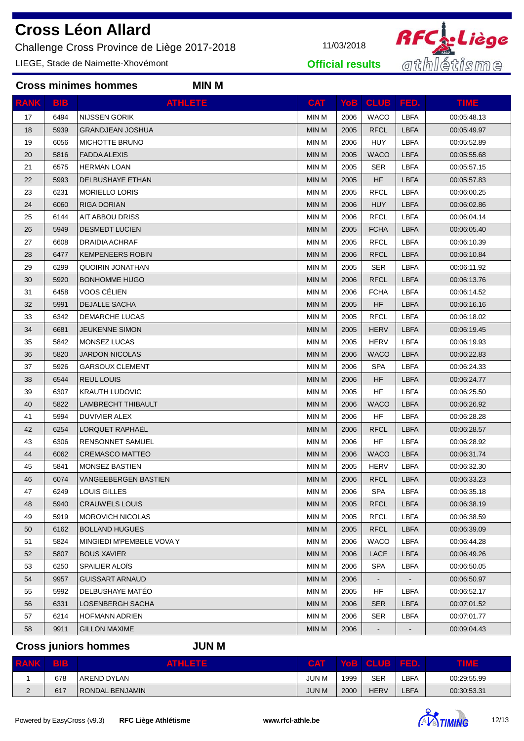# Cross Léon Allard

Challenge Cross Province de Liège 2017-2018

LIEGE, Stade de Naimette-Xhovémont

11/03/2018

**Official results**

## Cross minimes hommes — MIN M

| RANK | BIB | ATHLETE | CAT | YoB | CLUB | FED. | TIME |
|---|---|---|---|---|---|---|---|
| 17 | 6494 | NIJSSEN GORIK | MIN M | 2006 | WACO | LBFA | 00:05:48.13 |
| 18 | 5939 | GRANDJEAN JOSHUA | MIN M | 2005 | RFCL | LBFA | 00:05:49.97 |
| 19 | 6056 | MICHOTTE BRUNO | MIN M | 2006 | HUY | LBFA | 00:05:52.89 |
| 20 | 5816 | FADDA ALEXIS | MIN M | 2005 | WACO | LBFA | 00:05:55.68 |
| 21 | 6575 | HERMAN LOAN | MIN M | 2005 | SER | LBFA | 00:05:57.15 |
| 22 | 5993 | DELBUSHAYE ETHAN | MIN M | 2005 | HF | LBFA | 00:05:57.83 |
| 23 | 6231 | MORIELLO LORIS | MIN M | 2005 | RFCL | LBFA | 00:06:00.25 |
| 24 | 6060 | RIGA DORIAN | MIN M | 2006 | HUY | LBFA | 00:06:02.86 |
| 25 | 6144 | AIT ABBOU DRISS | MIN M | 2006 | RFCL | LBFA | 00:06:04.14 |
| 26 | 5949 | DESMEDT LUCIEN | MIN M | 2005 | FCHA | LBFA | 00:06:05.40 |
| 27 | 6608 | DRAIDIA ACHRAF | MIN M | 2005 | RFCL | LBFA | 00:06:10.39 |
| 28 | 6477 | KEMPENEERS ROBIN | MIN M | 2006 | RFCL | LBFA | 00:06:10.84 |
| 29 | 6299 | QUOIRIN JONATHAN | MIN M | 2005 | SER | LBFA | 00:06:11.92 |
| 30 | 5920 | BONHOMME HUGO | MIN M | 2006 | RFCL | LBFA | 00:06:13.76 |
| 31 | 6458 | VOOS CÉLIEN | MIN M | 2006 | FCHA | LBFA | 00:06:14.52 |
| 32 | 5991 | DEJALLE SACHA | MIN M | 2005 | HF | LBFA | 00:06:16.16 |
| 33 | 6342 | DEMARCHE LUCAS | MIN M | 2005 | RFCL | LBFA | 00:06:18.02 |
| 34 | 6681 | JEUKENNE SIMON | MIN M | 2005 | HERV | LBFA | 00:06:19.45 |
| 35 | 5842 | MONSEZ LUCAS | MIN M | 2005 | HERV | LBFA | 00:06:19.93 |
| 36 | 5820 | JARDON NICOLAS | MIN M | 2006 | WACO | LBFA | 00:06:22.83 |
| 37 | 5926 | GARSOUX CLEMENT | MIN M | 2006 | SPA | LBFA | 00:06:24.33 |
| 38 | 6544 | REUL LOUIS | MIN M | 2006 | HF | LBFA | 00:06:24.77 |
| 39 | 6307 | KRAUTH LUDOVIC | MIN M | 2005 | HF | LBFA | 00:06:25.50 |
| 40 | 5822 | LAMBRECHT THIBAULT | MIN M | 2006 | WACO | LBFA | 00:06:26.92 |
| 41 | 5994 | DUVIVIER ALEX | MIN M | 2006 | HF | LBFA | 00:06:28.28 |
| 42 | 6254 | LORQUET RAPHAËL | MIN M | 2006 | RFCL | LBFA | 00:06:28.57 |
| 43 | 6306 | RENSONNET SAMUEL | MIN M | 2006 | HF | LBFA | 00:06:28.92 |
| 44 | 6062 | CREMASCO MATTEO | MIN M | 2006 | WACO | LBFA | 00:06:31.74 |
| 45 | 5841 | MONSEZ BASTIEN | MIN M | 2005 | HERV | LBFA | 00:06:32.30 |
| 46 | 6074 | VANGEEBERGEN BASTIEN | MIN M | 2006 | RFCL | LBFA | 00:06:33.23 |
| 47 | 6249 | LOUIS GILLES | MIN M | 2006 | SPA | LBFA | 00:06:35.18 |
| 48 | 5940 | CRAUWELS LOUIS | MIN M | 2005 | RFCL | LBFA | 00:06:38.19 |
| 49 | 5919 | MOROVICH NICOLAS | MIN M | 2005 | RFCL | LBFA | 00:06:38.59 |
| 50 | 6162 | BOLLAND HUGUES | MIN M | 2005 | RFCL | LBFA | 00:06:39.09 |
| 51 | 5824 | MINGIEDI M'PEMBELE VOVA Y | MIN M | 2006 | WACO | LBFA | 00:06:44.28 |
| 52 | 5807 | BOUS XAVIER | MIN M | 2006 | LACE | LBFA | 00:06:49.26 |
| 53 | 6250 | SPAILIER ALOÏS | MIN M | 2006 | SPA | LBFA | 00:06:50.05 |
| 54 | 9957 | GUISSART ARNAUD | MIN M | 2006 | - | - | 00:06:50.97 |
| 55 | 5992 | DELBUSHAYE MATÉO | MIN M | 2005 | HF | LBFA | 00:06:52.17 |
| 56 | 6331 | LOSENBERGH SACHA | MIN M | 2006 | SER | LBFA | 00:07:01.52 |
| 57 | 6214 | HOFMANN ADRIEN | MIN M | 2006 | SER | LBFA | 00:07:01.77 |
| 58 | 9911 | GILLON MAXIME | MIN M | 2006 | - | - | 00:09:04.43 |

## Cross juniors hommes — JUN M

| RANK | BIB | ATHLETE | CAT | YoB | CLUB | FED. | TIME |
|---|---|---|---|---|---|---|---|
| 1 | 678 | AREND DYLAN | JUN M | 1999 | SER | LBFA | 00:29:55.99 |
| 2 | 617 | RONDAL BENJAMIN | JUN M | 2000 | HERV | LBFA | 00:30:53.31 |

Powered by EasyCross (v9.3) **RFC Liège Athlétisme** **www.rfcl-athle.be**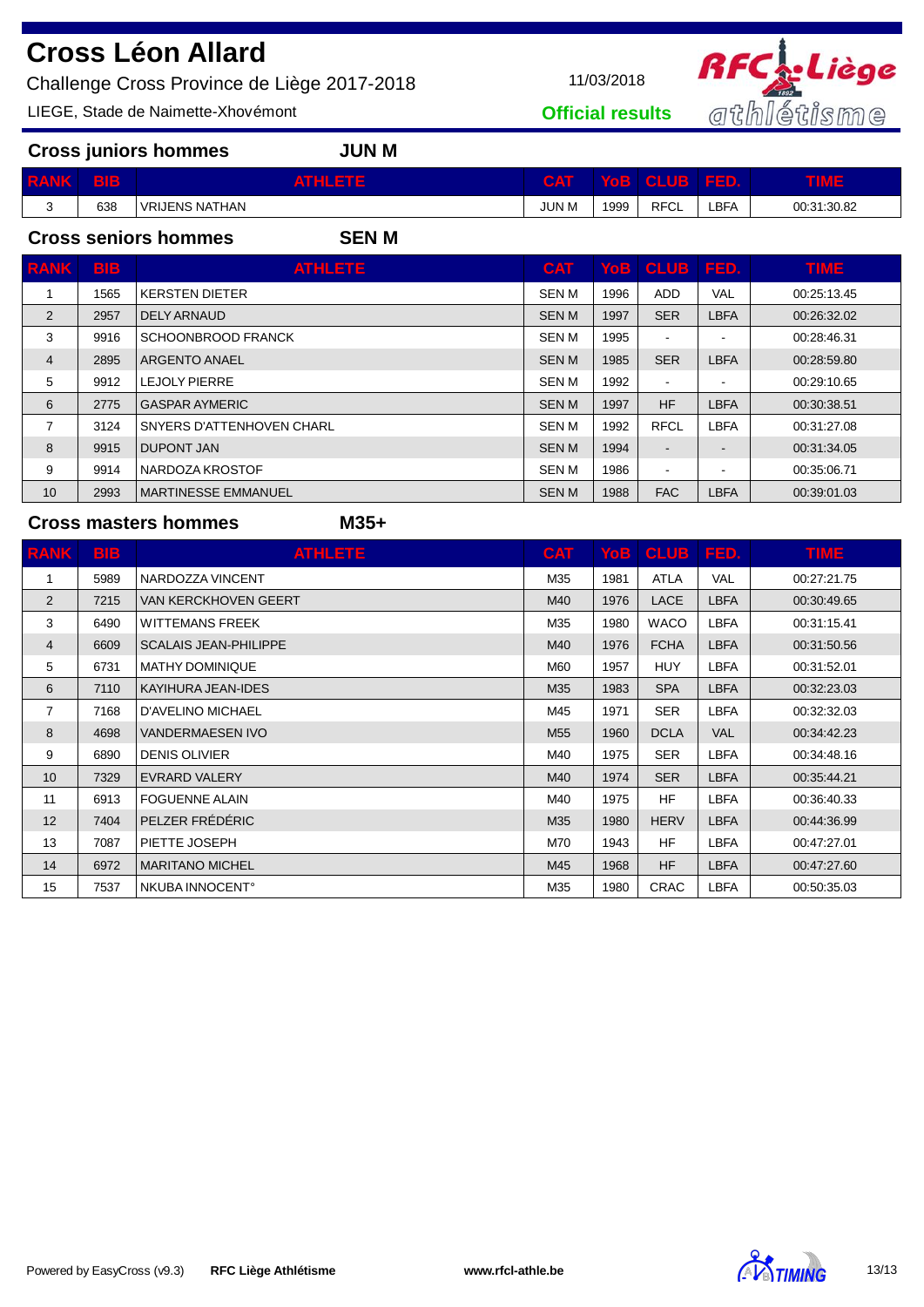# Cross Léon Allard

Challenge Cross Province de Liège 2017-2018

LIEGE, Stade de Naimette-Xhovémont

11/03/2018

**Official results**

## Cross juniors hommes — JUN M

| RANK | BIB | ATHLETE | CAT | YoB | CLUB | FED. | TIME |
|---|---|---|---|---|---|---|---|
| 3 | 638 | VRIJENS NATHAN | JUN M | 1999 | RFCL | LBFA | 00:31:30.82 |

## Cross seniors hommes — SEN M

| RANK | BIB | ATHLETE | CAT | YoB | CLUB | FED. | TIME |
|---|---|---|---|---|---|---|---|
| 1 | 1565 | KERSTEN DIETER | SEN M | 1996 | ADD | VAL | 00:25:13.45 |
| 2 | 2957 | DELY ARNAUD | SEN M | 1997 | SER | LBFA | 00:26:32.02 |
| 3 | 9916 | SCHOONBROOD FRANCK | SEN M | 1995 | - | - | 00:28:46.31 |
| 4 | 2895 | ARGENTO ANAEL | SEN M | 1985 | SER | LBFA | 00:28:59.80 |
| 5 | 9912 | LEJOLY PIERRE | SEN M | 1992 | - | - | 00:29:10.65 |
| 6 | 2775 | GASPAR AYMERIC | SEN M | 1997 | HF | LBFA | 00:30:38.51 |
| 7 | 3124 | SNYERS D'ATTENHOVEN CHARL | SEN M | 1992 | RFCL | LBFA | 00:31:27.08 |
| 8 | 9915 | DUPONT JAN | SEN M | 1994 | - | - | 00:31:34.05 |
| 9 | 9914 | NARDOZA KROSTOF | SEN M | 1986 | - | - | 00:35:06.71 |
| 10 | 2993 | MARTINESSE EMMANUEL | SEN M | 1988 | FAC | LBFA | 00:39:01.03 |

## Cross masters hommes — M35+

| RANK | BIB | ATHLETE | CAT | YoB | CLUB | FED. | TIME |
|---|---|---|---|---|---|---|---|
| 1 | 5989 | NARDOZZA VINCENT | M35 | 1981 | ATLA | VAL | 00:27:21.75 |
| 2 | 7215 | VAN KERCKHOVEN GEERT | M40 | 1976 | LACE | LBFA | 00:30:49.65 |
| 3 | 6490 | WITTEMANS FREEK | M35 | 1980 | WACO | LBFA | 00:31:15.41 |
| 4 | 6609 | SCALAIS JEAN-PHILIPPE | M40 | 1976 | FCHA | LBFA | 00:31:50.56 |
| 5 | 6731 | MATHY DOMINIQUE | M60 | 1957 | HUY | LBFA | 00:31:52.01 |
| 6 | 7110 | KAYIHURA JEAN-IDES | M35 | 1983 | SPA | LBFA | 00:32:23.03 |
| 7 | 7168 | D'AVELINO MICHAEL | M45 | 1971 | SER | LBFA | 00:32:32.03 |
| 8 | 4698 | VANDERMAESEN IVO | M55 | 1960 | DCLA | VAL | 00:34:42.23 |
| 9 | 6890 | DENIS OLIVIER | M40 | 1975 | SER | LBFA | 00:34:48.16 |
| 10 | 7329 | EVRARD VALERY | M40 | 1974 | SER | LBFA | 00:35:44.21 |
| 11 | 6913 | FOGUENNE ALAIN | M40 | 1975 | HF | LBFA | 00:36:40.33 |
| 12 | 7404 | PELZER FRÉDÉRIC | M35 | 1980 | HERV | LBFA | 00:44:36.99 |
| 13 | 7087 | PIETTE JOSEPH | M70 | 1943 | HF | LBFA | 00:47:27.01 |
| 14 | 6972 | MARITANO MICHEL | M45 | 1968 | HF | LBFA | 00:47:27.60 |
| 15 | 7537 | NKUBA INNOCENT° | M35 | 1980 | CRAC | LBFA | 00:50:35.03 |

Powered by EasyCross (v9.3) **RFC Liège Athlétisme** **www.rfcl-athle.be**